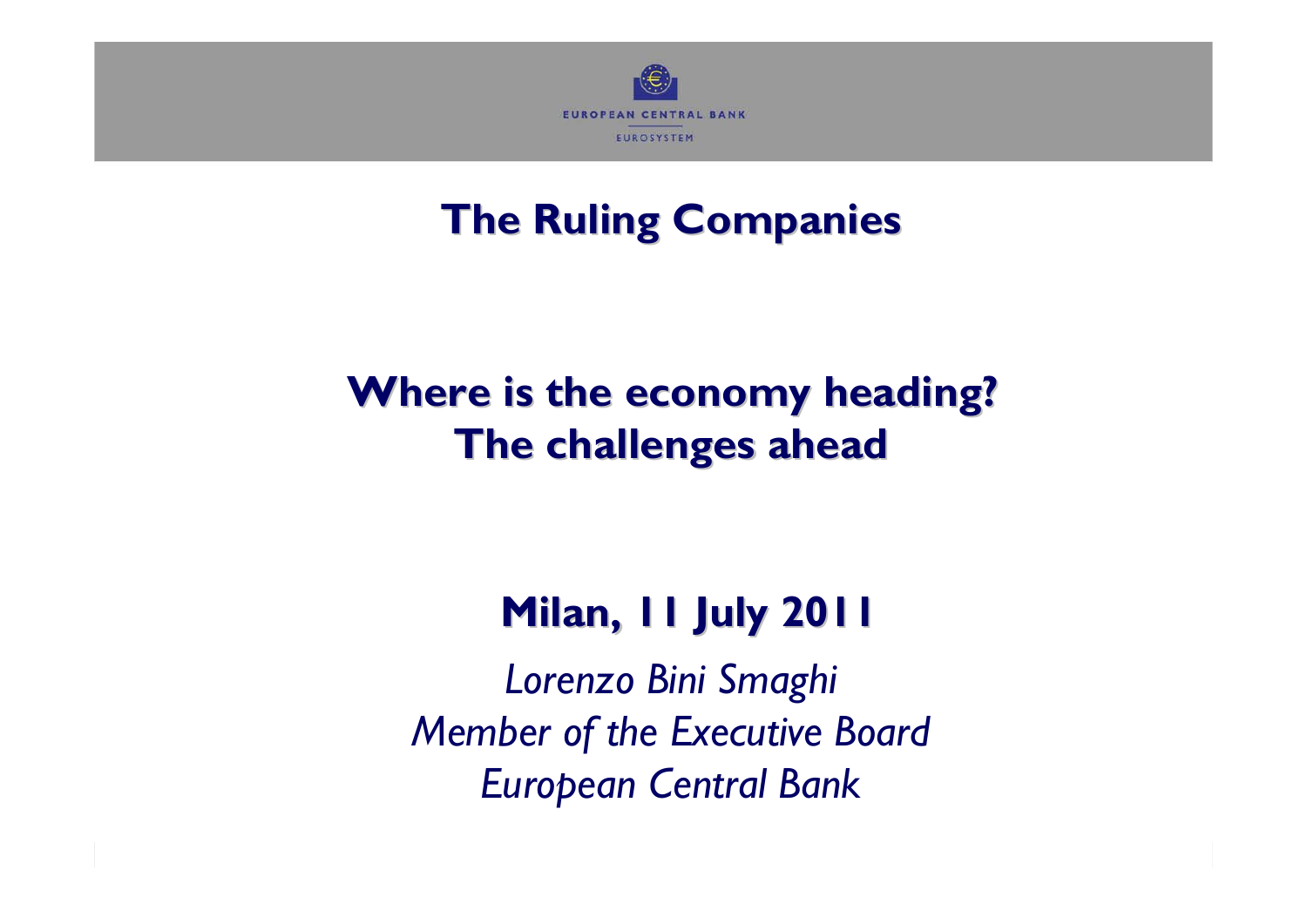EUROPEAN CENTRAL BANK

EUROSYSTEM

# The Ruling Companies

## Where is the economy heading?
## The challenges ahead

**Milan, 11 July 2011**

*Lorenzo Bini Smaghi*
*Member of the Executive Board*
*European Central Bank*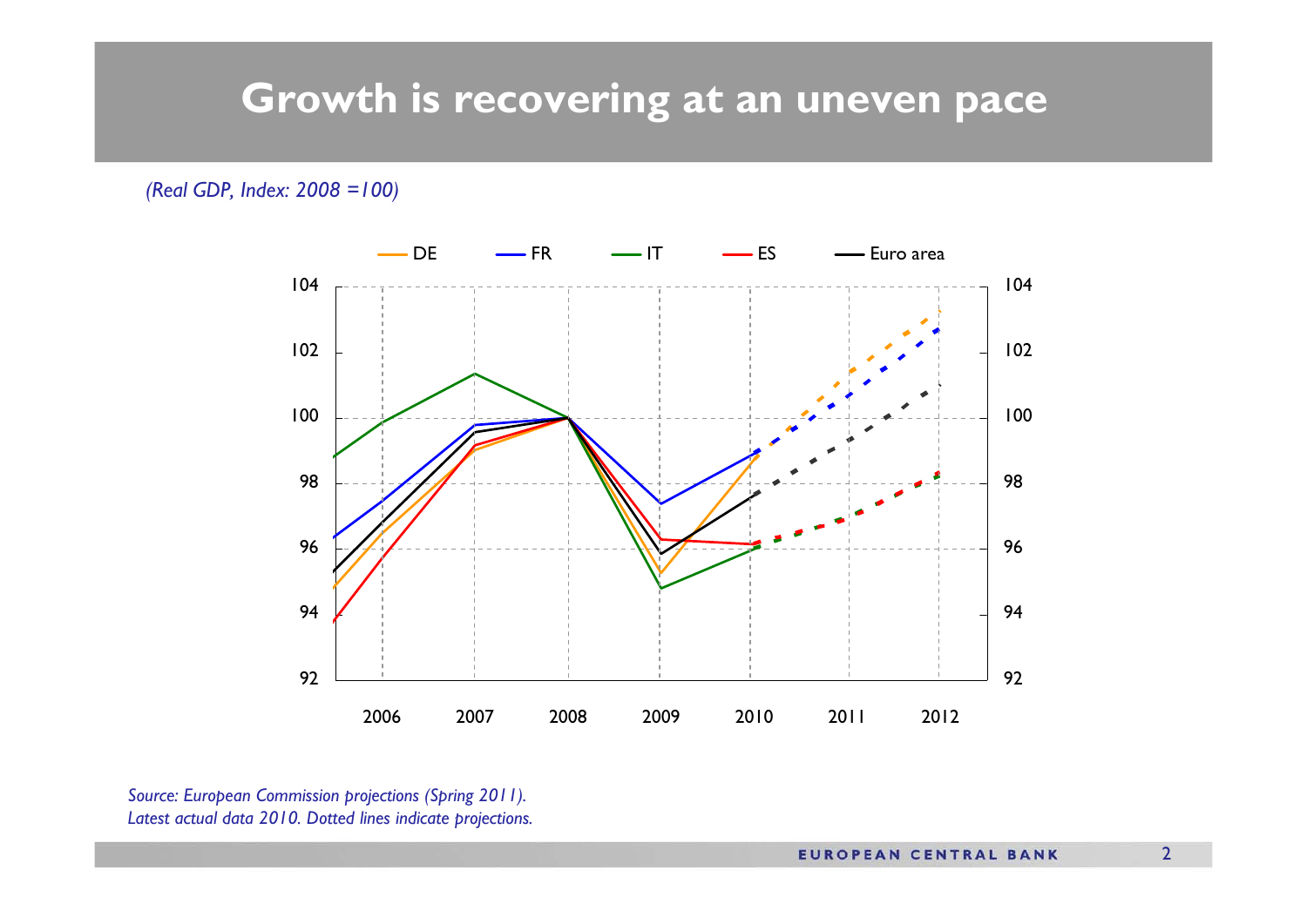# Growth is recovering at an uneven pace

*(Real GDP, Index: 2008 =100)*

*Source: European Commission projections (Spring 2011).*
*Latest actual data 2010. Dotted lines indicate projections.*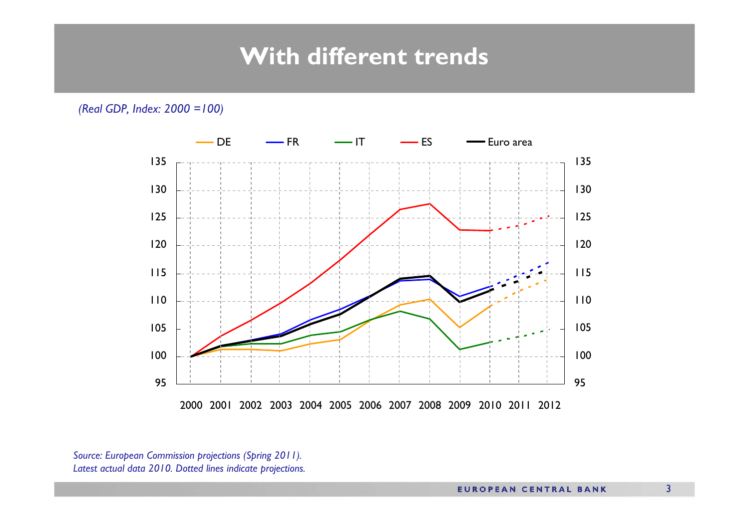# With different trends

*(Real GDP, Index: 2000 =100)*

*Source: European Commission projections (Spring 2011).*
*Latest actual data 2010. Dotted lines indicate projections.*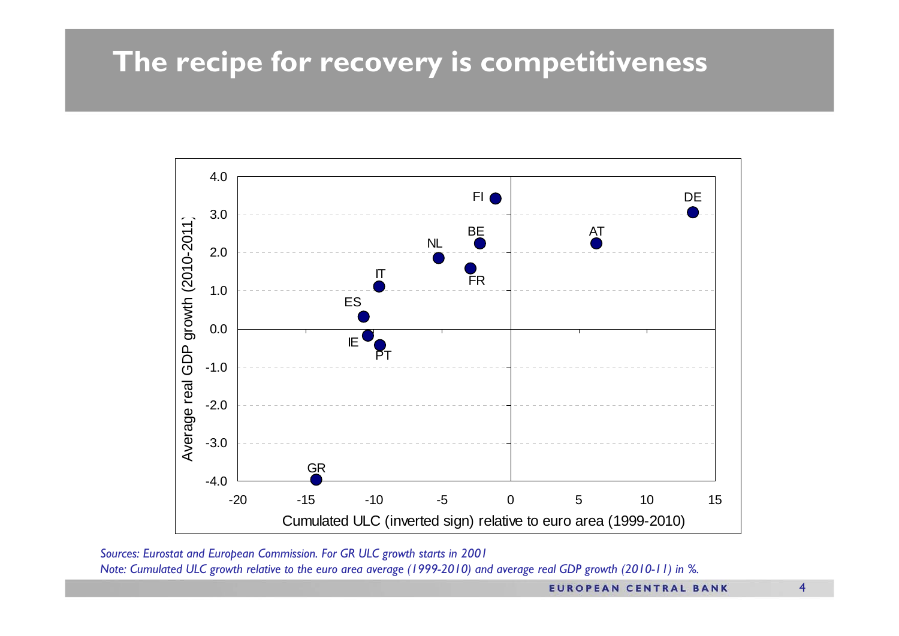# The recipe for recovery is competitiveness

*Sources: Eurostat and European Commission. For GR ULC growth starts in 2001*
*Note: Cumulated ULC growth relative to the euro area average (1999-2010) and average real GDP growth (2010-11) in %.*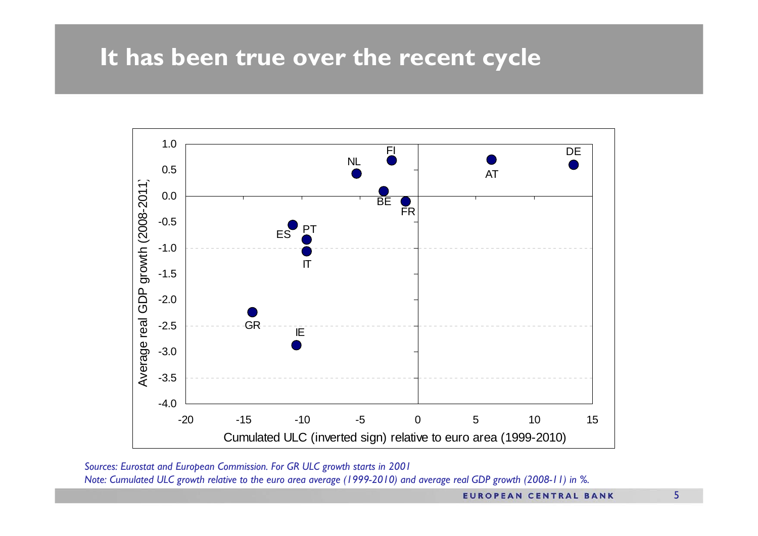# It has been true over the recent cycle

| Country | Cumulated ULC (inverted sign) relative to euro area (1999-2010) | Average real GDP growth (2008-2011) |
| --- | --- | --- |
| DE | 13.4 | 0.6 |
| AT | 6.3 | 0.7 |
| FI | -2.3 | 0.7 |
| NL | -5.3 | 0.4 |
| BE | -2.9 | 0.1 |
| FR | -1.1 | -0.1 |
| ES | -10.8 | -0.6 |
| PT | -9.6 | -0.8 |
| IT | -9.6 | -1.1 |
| GR | -14.3 | -2.2 |
| IE | -10.5 | -2.9 |

*Sources: Eurostat and European Commission. For GR ULC growth starts in 2001*

*Note: Cumulated ULC growth relative to the euro area average (1999-2010) and average real GDP growth (2008-11) in %.*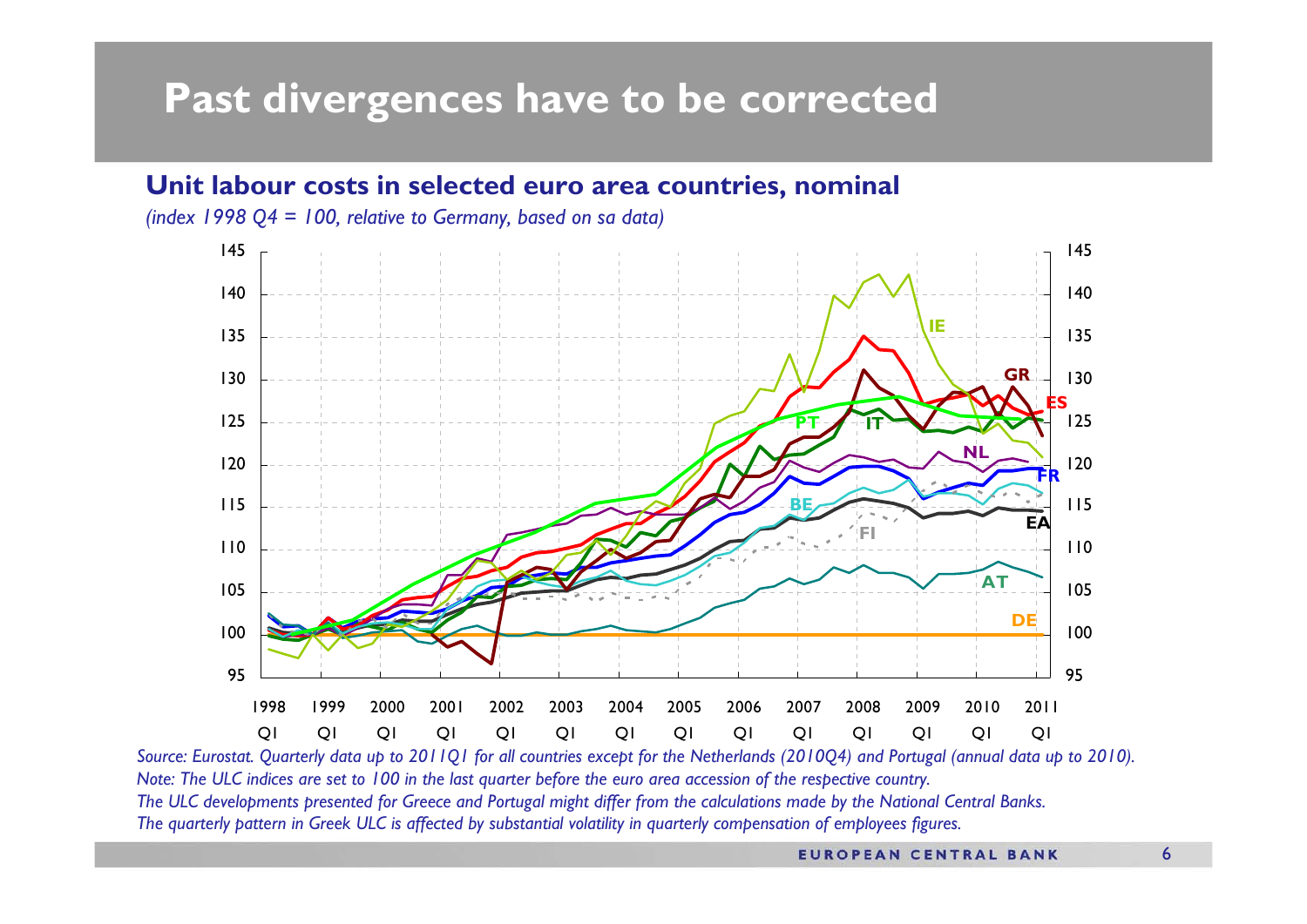# Past divergences have to be corrected

## Unit labour costs in selected euro area countries, nominal

*(index 1998 Q4 = 100, relative to Germany, based on sa data)*

*Source: Eurostat. Quarterly data up to 2011Q1 for all countries except for the Netherlands (2010Q4) and Portugal (annual data up to 2010).*
*Note: The ULC indices are set to 100 in the last quarter before the euro area accession of the respective country.*
*The ULC developments presented for Greece and Portugal might differ from the calculations made by the National Central Banks.*
*The quarterly pattern in Greek ULC is affected by substantial volatility in quarterly compensation of employees figures.*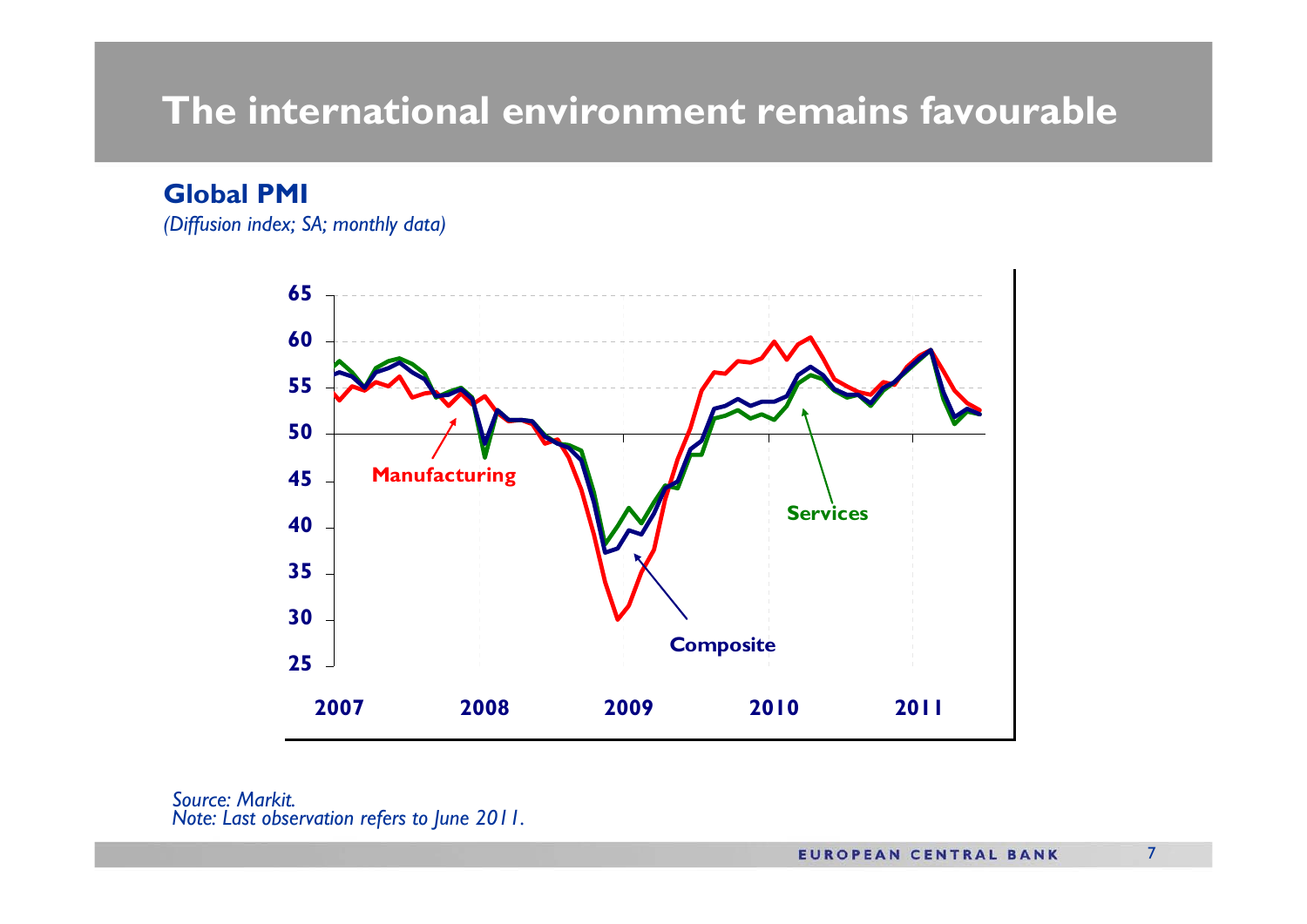# The international environment remains favourable

**Global PMI**

*(Diffusion index; SA; monthly data)*

*Source: Markit.*
*Note: Last observation refers to June 2011.*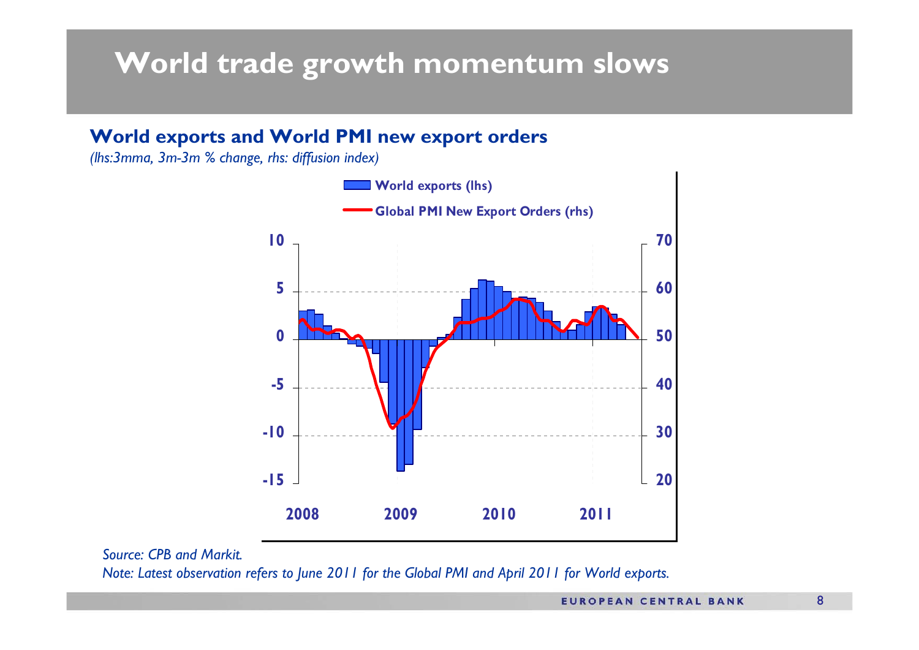# World trade growth momentum slows

## World exports and World PMI new export orders

*(lhs:3mma, 3m-3m % change, rhs: diffusion index)*

*Source: CPB and Markit.*

*Note: Latest observation refers to June 2011 for the Global PMI and April 2011 for World exports.*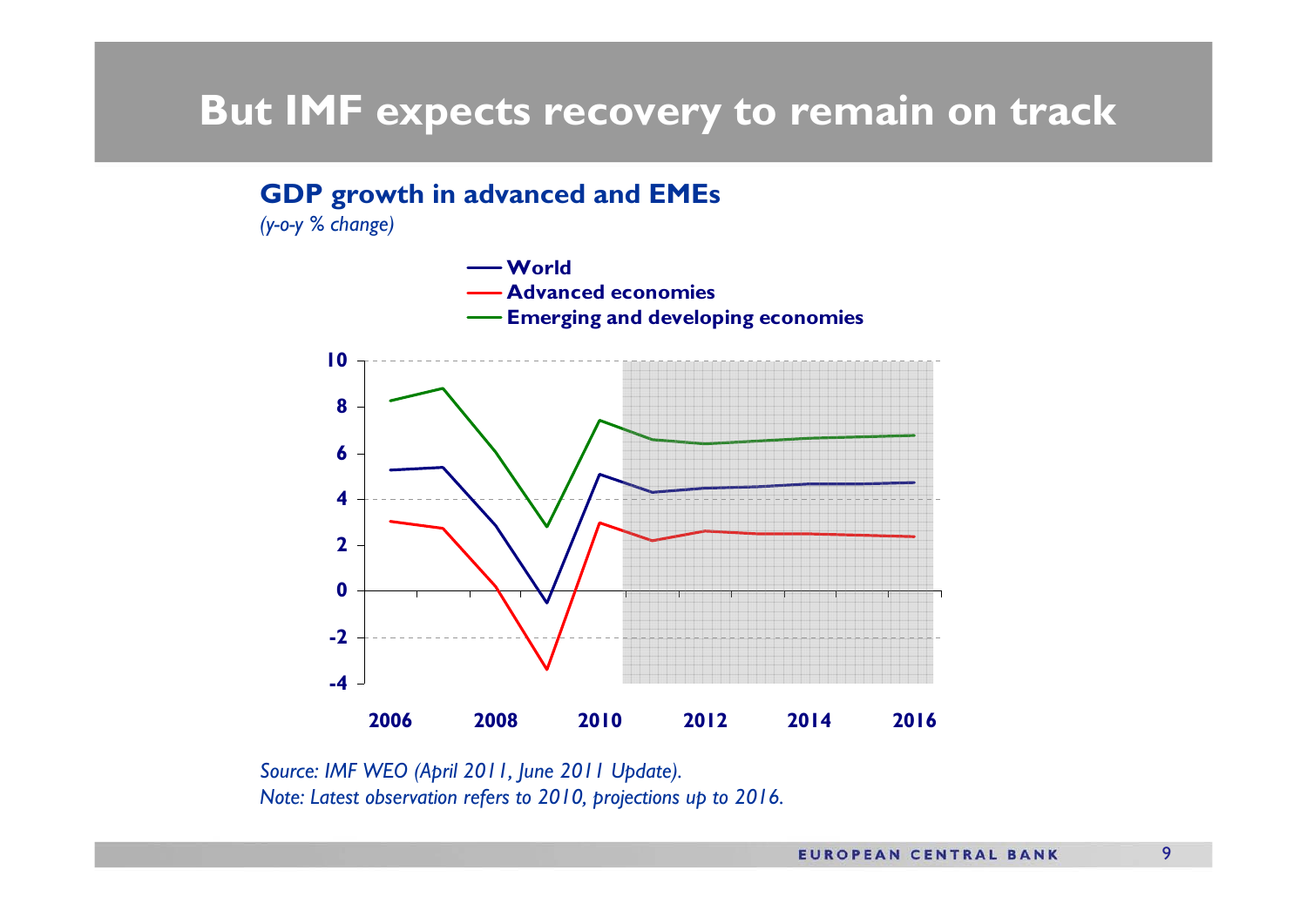# But IMF expects recovery to remain on track

**GDP growth in advanced and EMEs**

*(y-o-y % change)*

*Source: IMF WEO (April 2011, June 2011 Update).*
*Note: Latest observation refers to 2010, projections up to 2016.*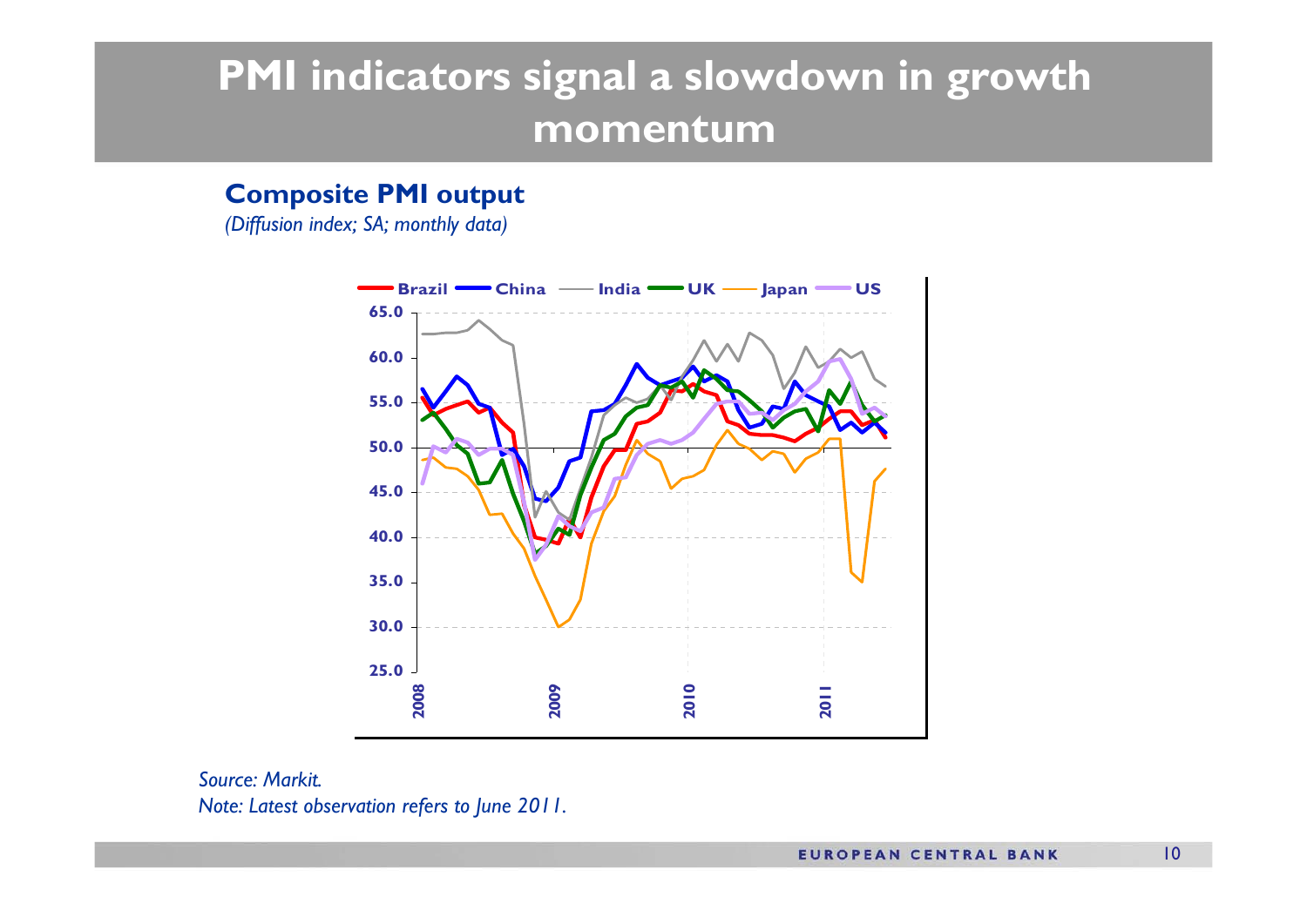# PMI indicators signal a slowdown in growth momentum

**Composite PMI output**

*(Diffusion index; SA; monthly data)*

*Source: Markit.*

*Note: Latest observation refers to June 2011.*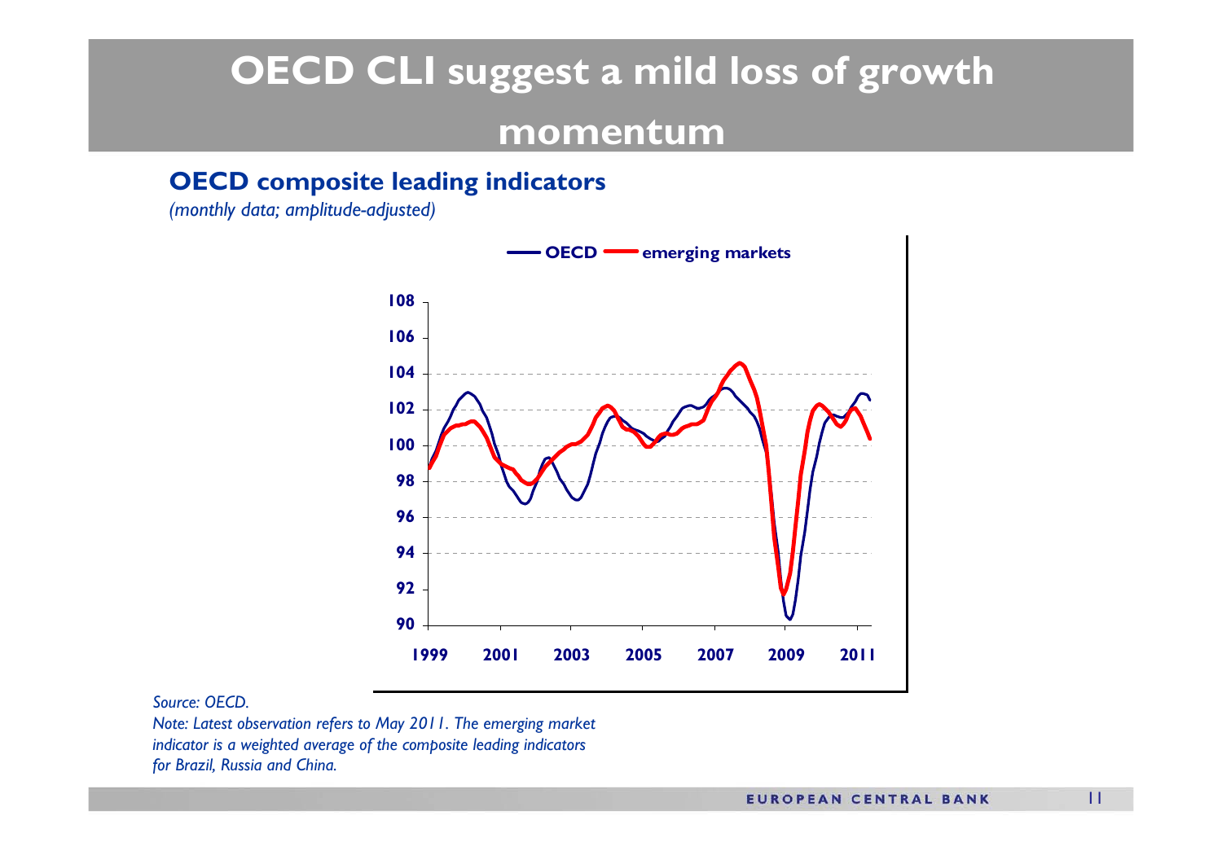# OECD CLI suggest a mild loss of growth momentum

## OECD composite leading indicators

*(monthly data; amplitude-adjusted)*

*Source: OECD.*

*Note: Latest observation refers to May 2011. The emerging market indicator is a weighted average of the composite leading indicators for Brazil, Russia and China.*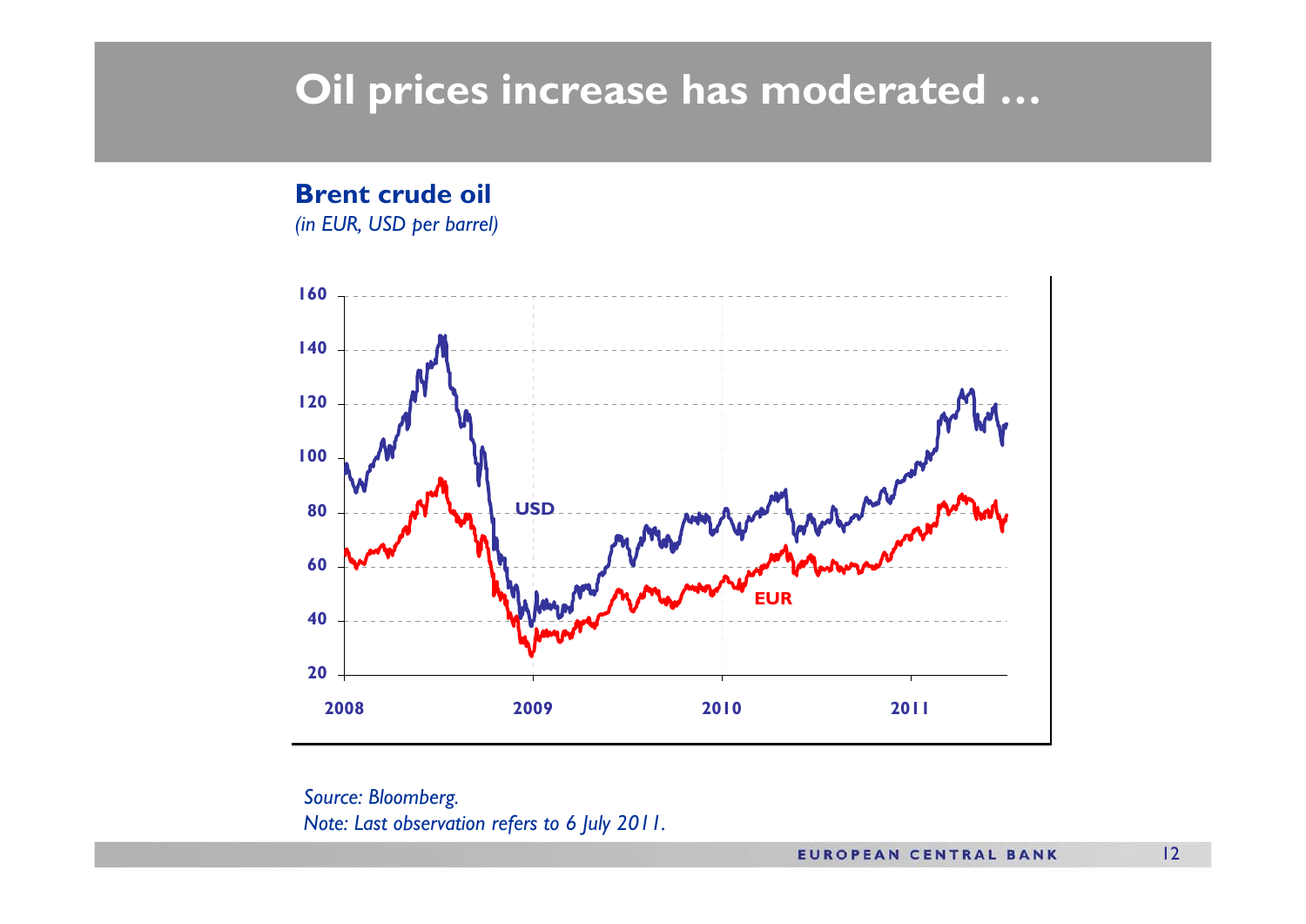# Oil prices increase has moderated …

**Brent crude oil**

*(in EUR, USD per barrel)*

*Source: Bloomberg.*

*Note: Last observation refers to 6 July 2011.*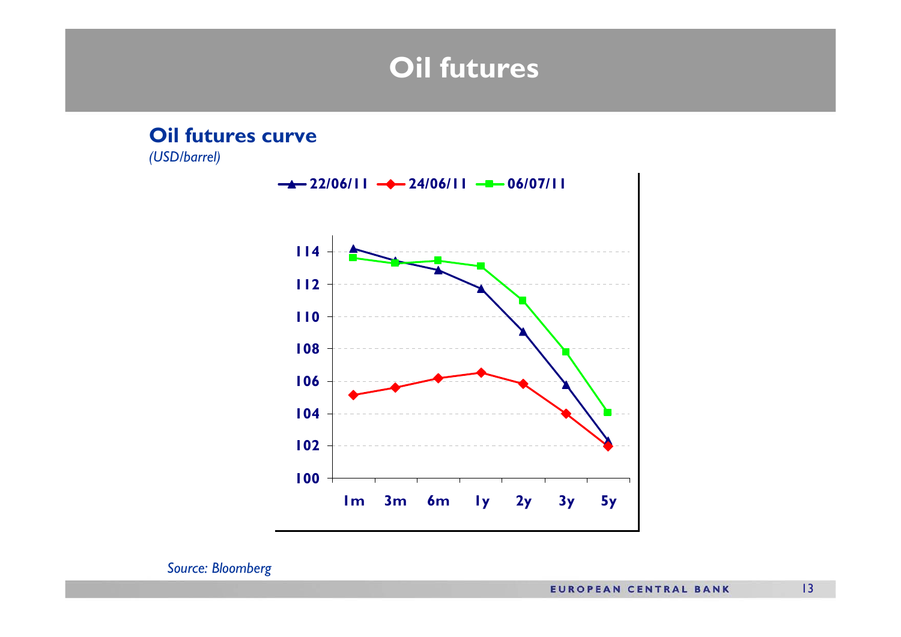# Oil futures

## Oil futures curve

*(USD/barrel)*

22/06/11 | 24/06/11 | 06/07/11

114
112
110
108
106
104
102
100

1m 3m 6m 1y 2y 3y 5y

*Source: Bloomberg*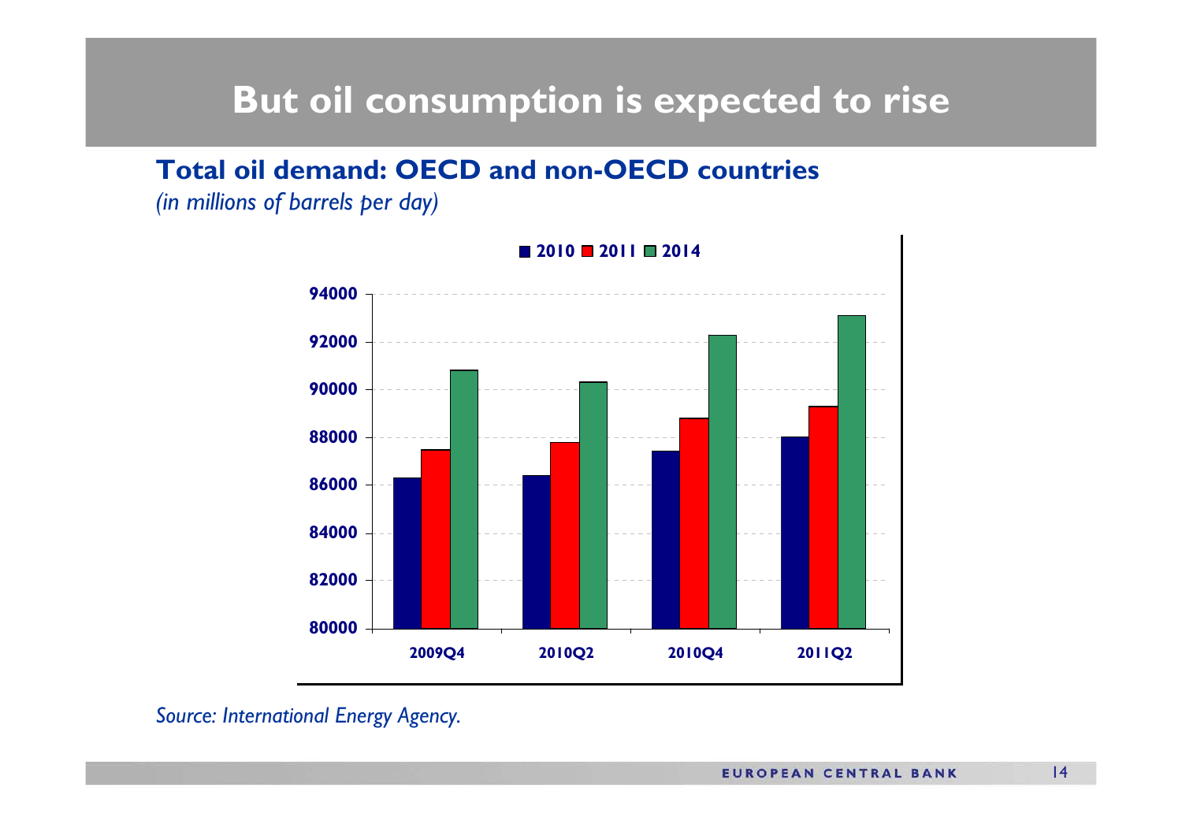# But oil consumption is expected to rise

**Total oil demand: OECD and non-OECD countries**

*(in millions of barrels per day)*

| | 2010 | 2011 | 2014 |
|---|---|---|---|
| 2009Q4 | 86300 | 87500 | 90800 |
| 2010Q2 | 86400 | 87800 | 90300 |
| 2010Q4 | 87400 | 88800 | 92300 |
| 2011Q2 | 88000 | 89300 | 93100 |

*Source: International Energy Agency.*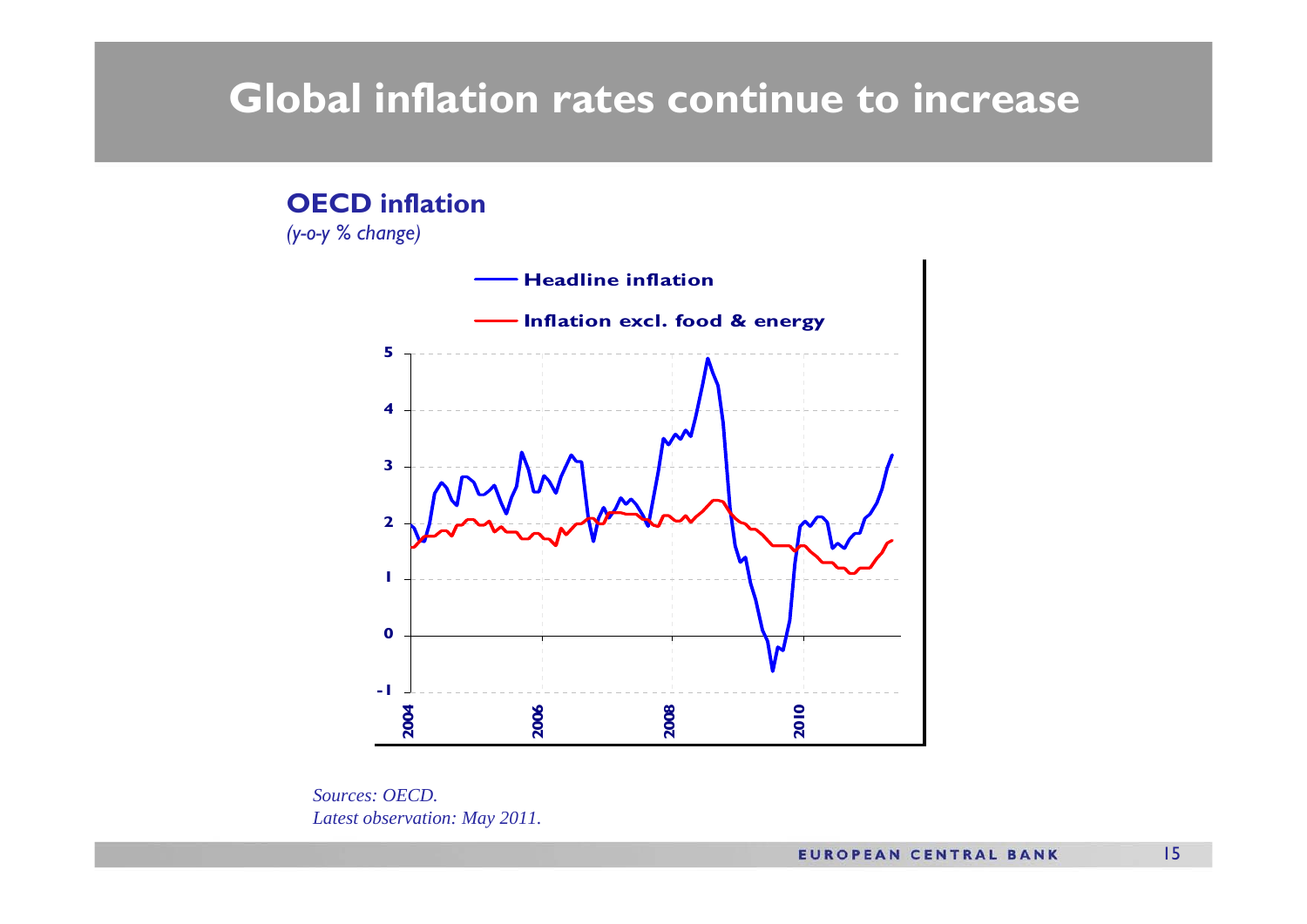# Global inflation rates continue to increase

**OECD inflation**

*(y-o-y % change)*

Sources: OECD.

Latest observation: May 2011.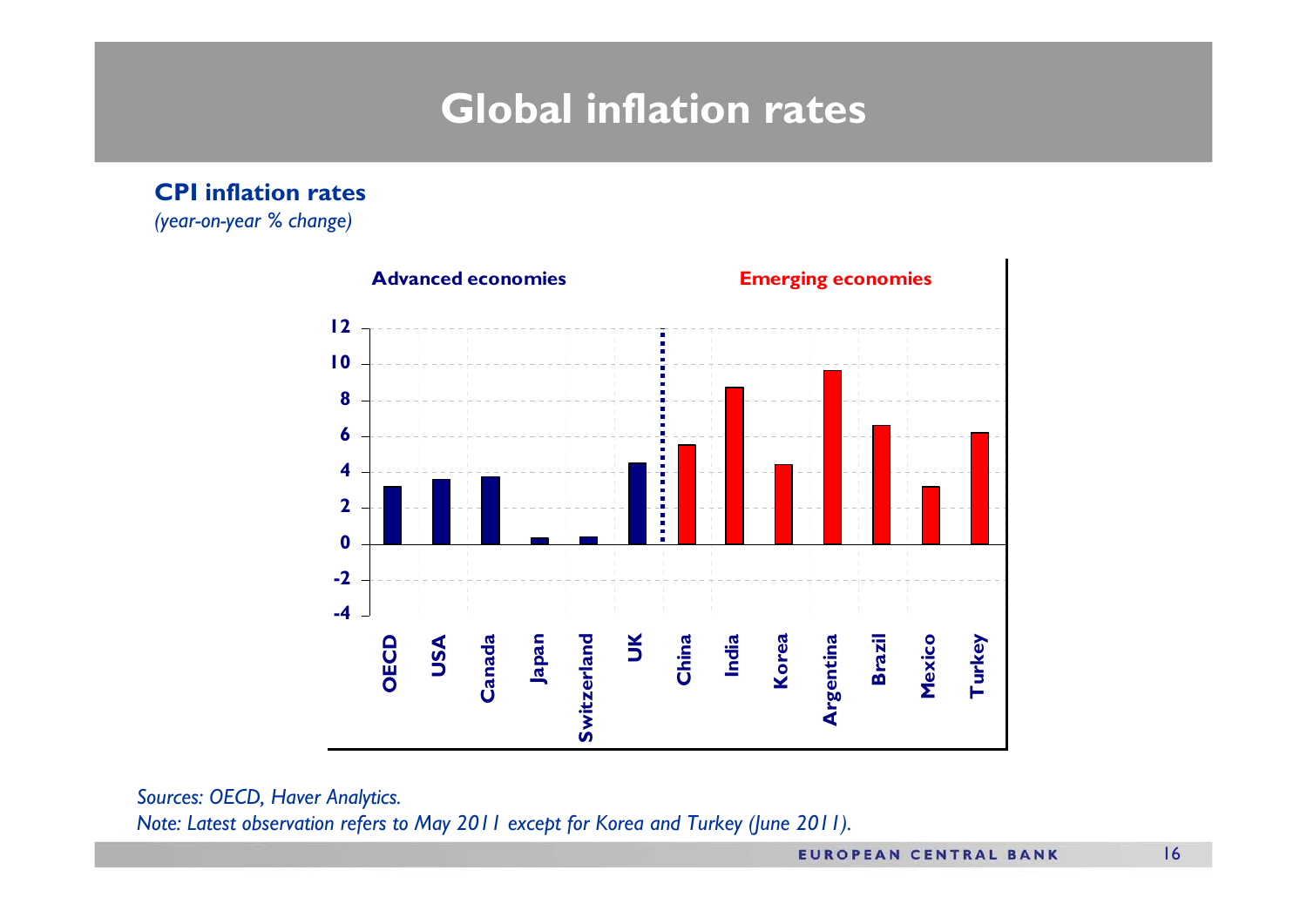# Global inflation rates

**CPI inflation rates**
*(year-on-year % change)*

**Advanced economies** | **Emerging economies**

*Sources: OECD, Haver Analytics.*
*Note: Latest observation refers to May 2011 except for Korea and Turkey (June 2011).*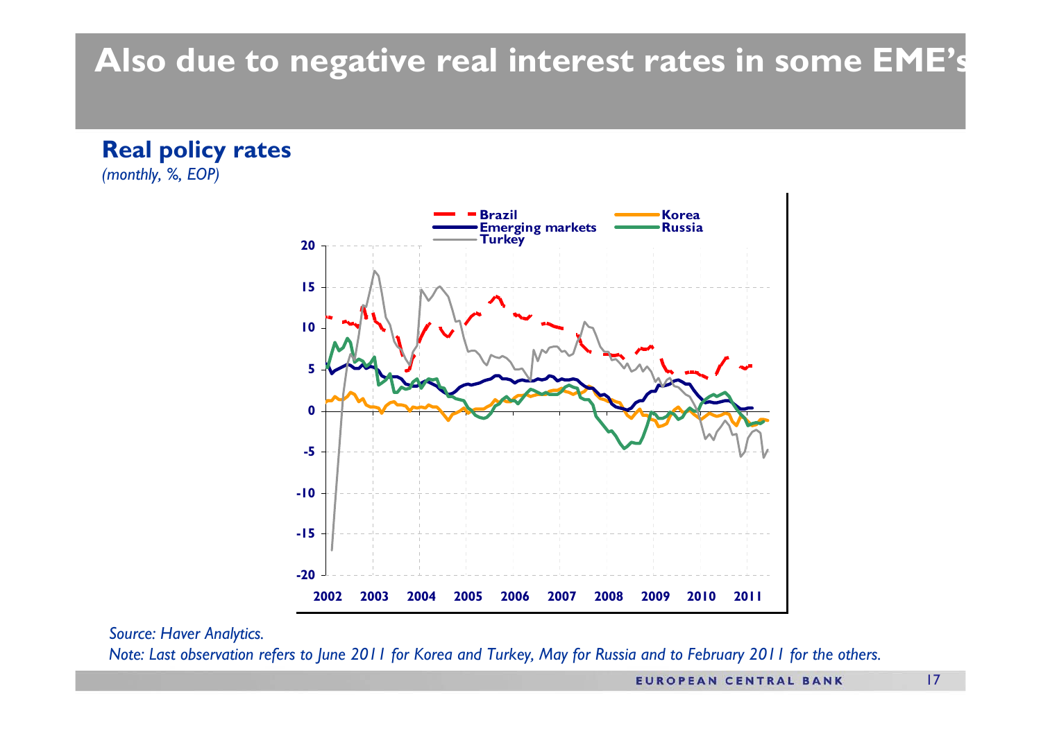# Also due to negative real interest rates in some EME's

**Real policy rates**
*(monthly, %, EOP)*

*Source: Haver Analytics.*
*Note: Last observation refers to June 2011 for Korea and Turkey, May for Russia and to February 2011 for the others.*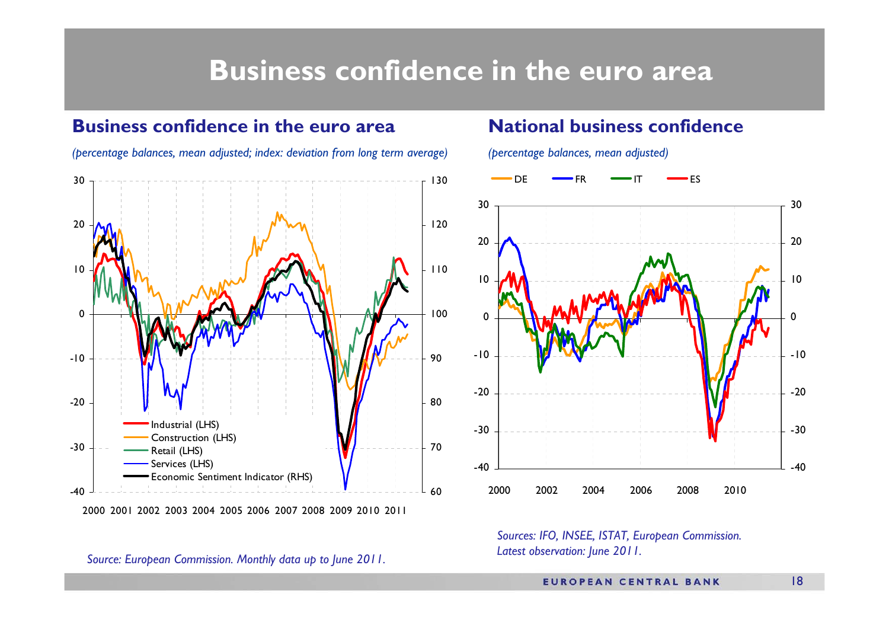# Business confidence in the euro area

## Business confidence in the euro area

*(percentage balances, mean adjusted; index: deviation from long term average)*

Industrial (LHS)
Construction (LHS)
Retail (LHS)
Services (LHS)
Economic Sentiment Indicator (RHS)

*Source: European Commission. Monthly data up to June 2011.*

## National business confidence

*(percentage balances, mean adjusted)*

DE FR IT ES

*Sources: IFO, INSEE, ISTAT, European Commission. Latest observation: June 2011.*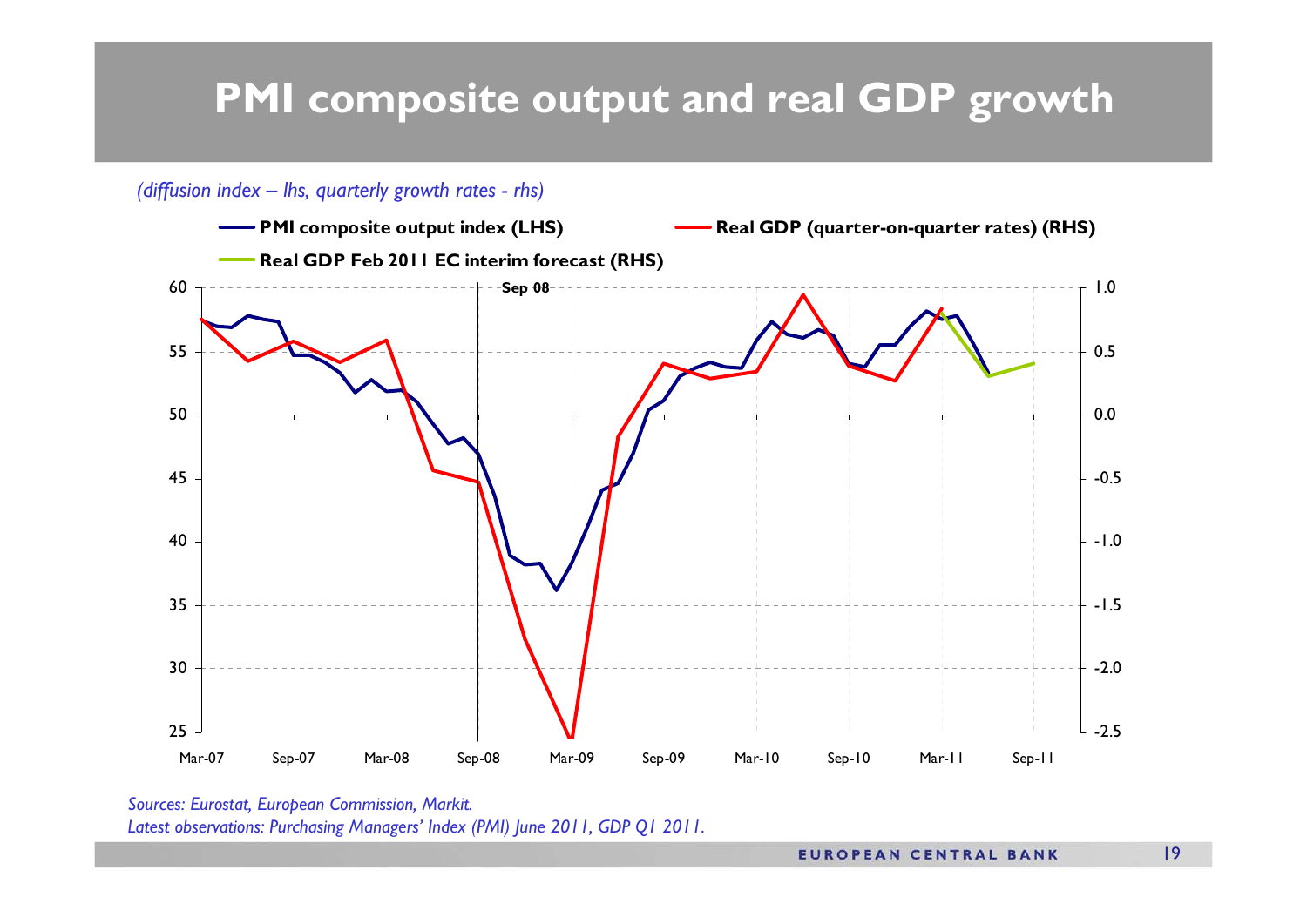# PMI composite output and real GDP growth

*(diffusion index – lhs, quarterly growth rates - rhs)*

*Sources: Eurostat, European Commission, Markit.*
*Latest observations: Purchasing Managers' Index (PMI) June 2011, GDP Q1 2011.*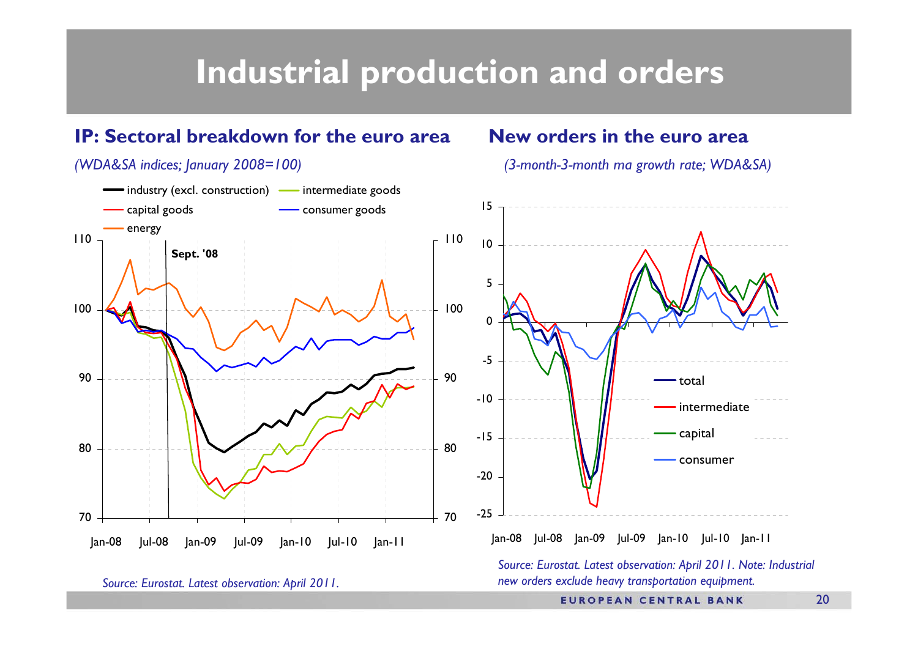# Industrial production and orders

## IP: Sectoral breakdown for the euro area

*(WDA&SA indices; January 2008=100)*

*Source: Eurostat. Latest observation: April 2011.*

## New orders in the euro area

*(3-month-3-month ma growth rate; WDA&SA)*

*Source: Eurostat. Latest observation: April 2011. Note: Industrial new orders exclude heavy transportation equipment.*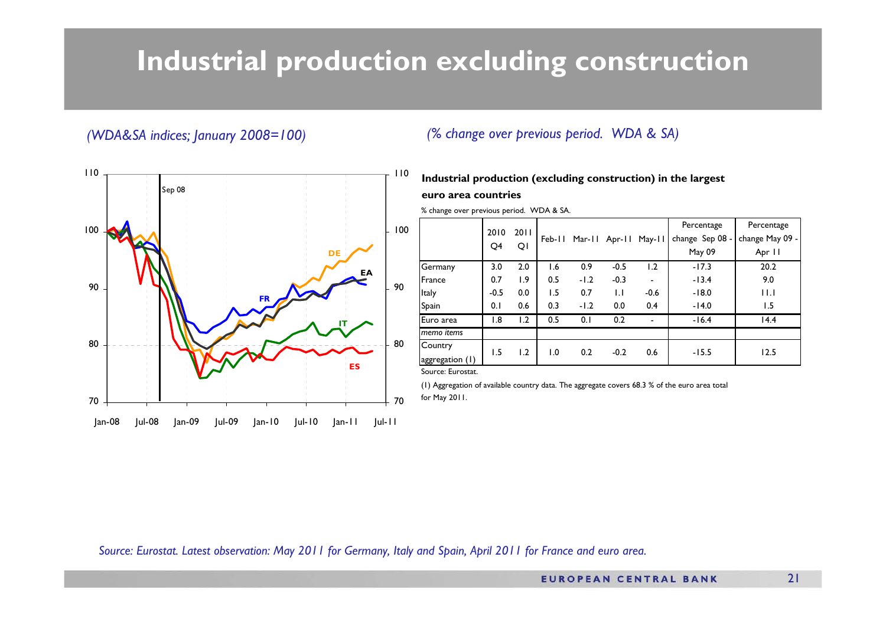# Industrial production excluding construction

*(WDA&SA indices; January 2008=100)*

*(% change over previous period. WDA & SA)*

**Industrial production (excluding construction) in the largest euro area countries**

% change over previous period. WDA & SA.

| | 2010 Q4 | 2011 Q1 | Feb-11 | Mar-11 | Apr-11 | May-11 | Percentage change Sep 08 - May 09 | Percentage change May 09 - Apr 11 |
|---|---|---|---|---|---|---|---|---|
| Germany | 3.0 | 2.0 | 1.6 | 0.9 | -0.5 | 1.2 | -17.3 | 20.2 |
| France | 0.7 | 1.9 | 0.5 | -1.2 | -0.3 | - | -13.4 | 9.0 |
| Italy | -0.5 | 0.0 | 1.5 | 0.7 | 1.1 | -0.6 | -18.0 | 11.1 |
| Spain | 0.1 | 0.6 | 0.3 | -1.2 | 0.0 | 0.4 | -14.0 | 1.5 |
| Euro area | 1.8 | 1.2 | 0.5 | 0.1 | 0.2 | - | -16.4 | 14.4 |
| *memo items* | | | | | | | | |
| Country aggregation (1) | 1.5 | 1.2 | 1.0 | 0.2 | -0.2 | 0.6 | -15.5 | 12.5 |

Source: Eurostat.

(1) Aggregation of available country data. The aggregate covers 68.3 % of the euro area total for May 2011.

*Source: Eurostat. Latest observation: May 2011 for Germany, Italy and Spain, April 2011 for France and euro area.*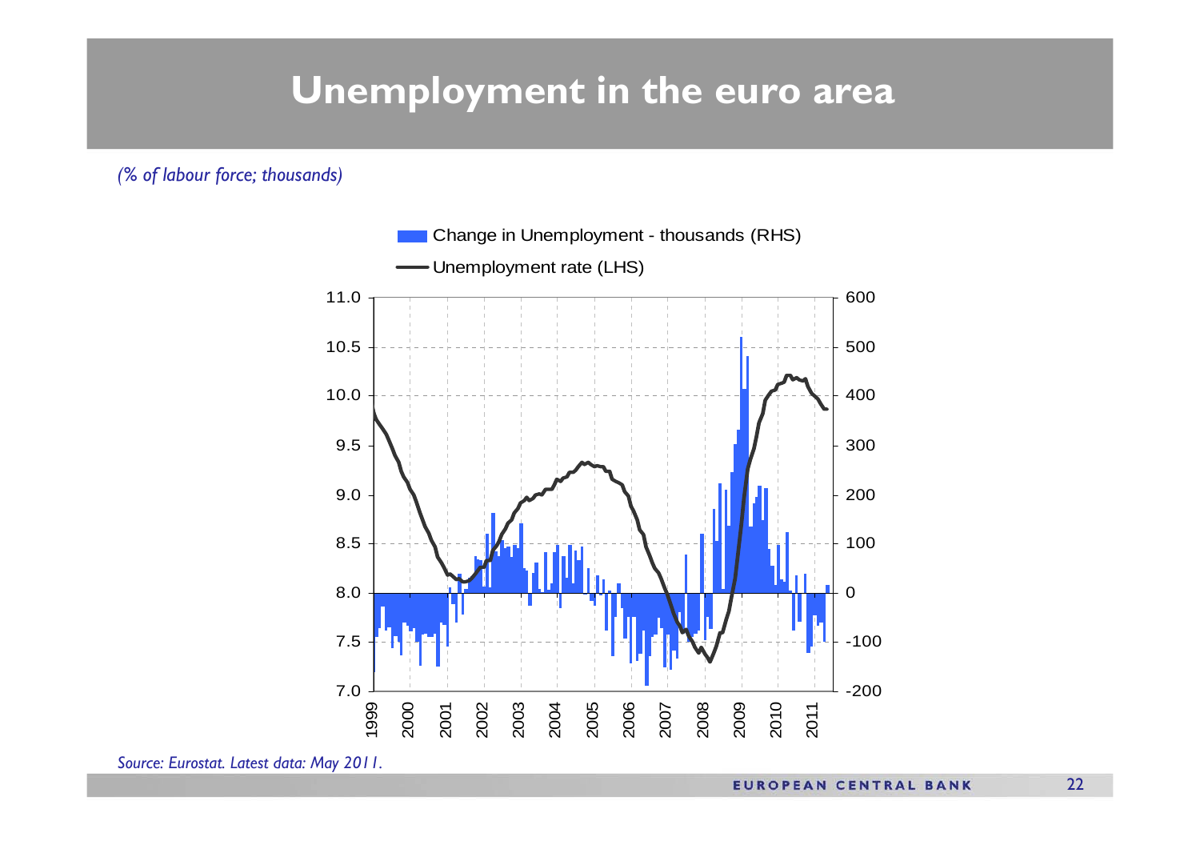# Unemployment in the euro area

*(% of labour force; thousands)*

Change in Unemployment - thousands (RHS)

Unemployment rate (LHS)

*Source: Eurostat. Latest data: May 2011.*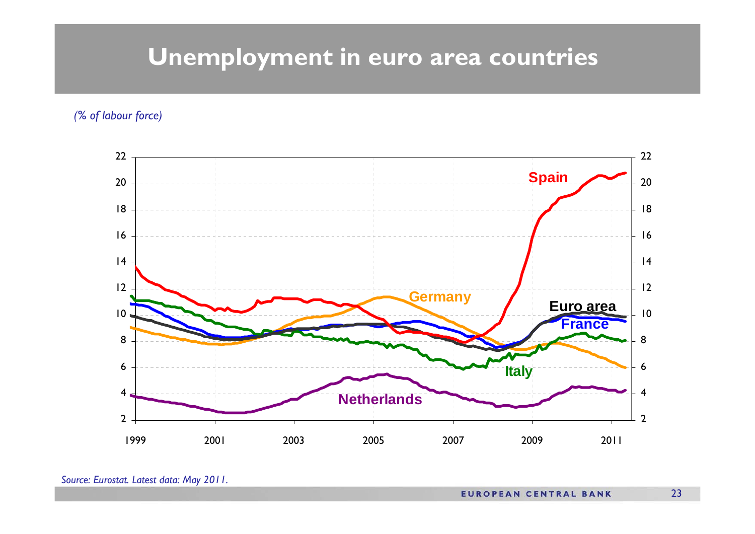# Unemployment in euro area countries

*(% of labour force)*

*Source: Eurostat. Latest data: May 2011.*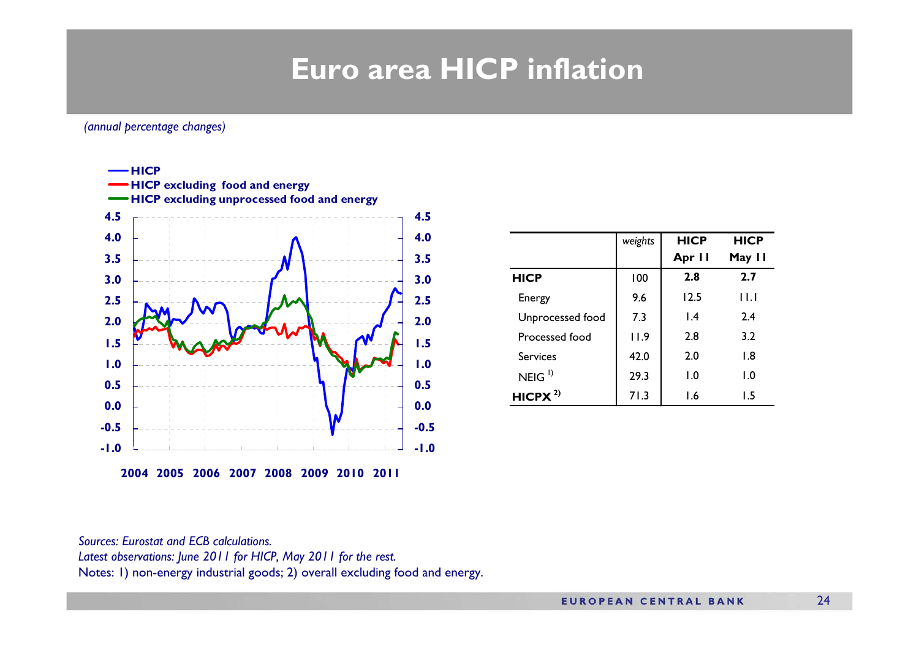# Euro area HICP inflation

*(annual percentage changes)*

**HICP**
**HICP excluding food and energy**
**HICP excluding unprocessed food and energy**

|  | *weights* | **HICP Apr 11** | **HICP May 11** |
|---|---|---|---|
| **HICP** | 100 | **2.8** | **2.7** |
| Energy | 9.6 | 12.5 | 11.1 |
| Unprocessed food | 7.3 | 1.4 | 2.4 |
| Processed food | 11.9 | 2.8 | 3.2 |
| Services | 42.0 | 2.0 | 1.8 |
| NEIG [1] | 29.3 | 1.0 | 1.0 |
| **HICPX [2]** | 71.3 | 1.6 | 1.5 |

*Sources: Eurostat and ECB calculations.*
*Latest observations: June 2011 for HICP, May 2011 for the rest.*
Notes: 1) non-energy industrial goods; 2) overall excluding food and energy.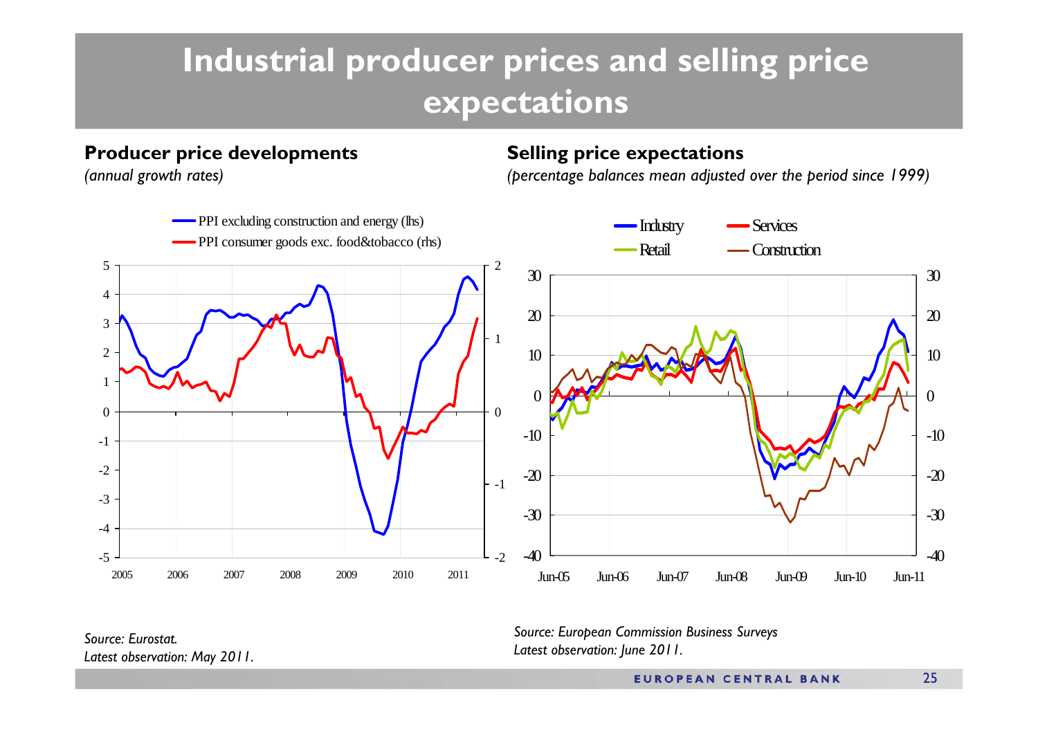# Industrial producer prices and selling price expectations

## Producer price developments

*(annual growth rates)*

PPI excluding construction and energy (lhs)
PPI consumer goods exc. food&tobacco (rhs)

*Source: Eurostat.*
*Latest observation: May 2011.*

## Selling price expectations

*(percentage balances mean adjusted over the period since 1999)*

Industry
Services
Retail
Construction

*Source: European Commission Business Surveys*
*Latest observation: June 2011.*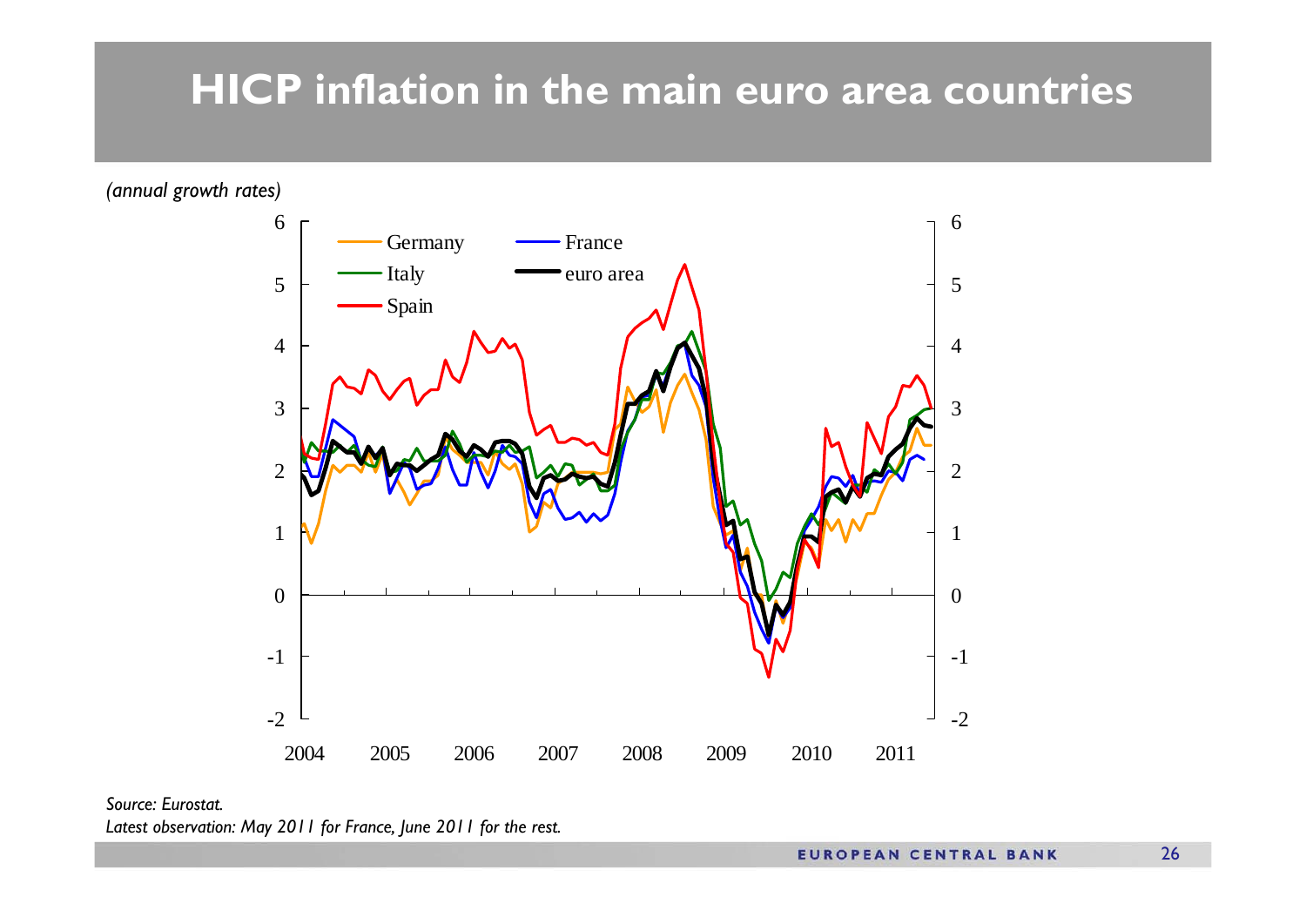# HICP inflation in the main euro area countries

*(annual growth rates)*

*Source: Eurostat.*
*Latest observation: May 2011 for France, June 2011 for the rest.*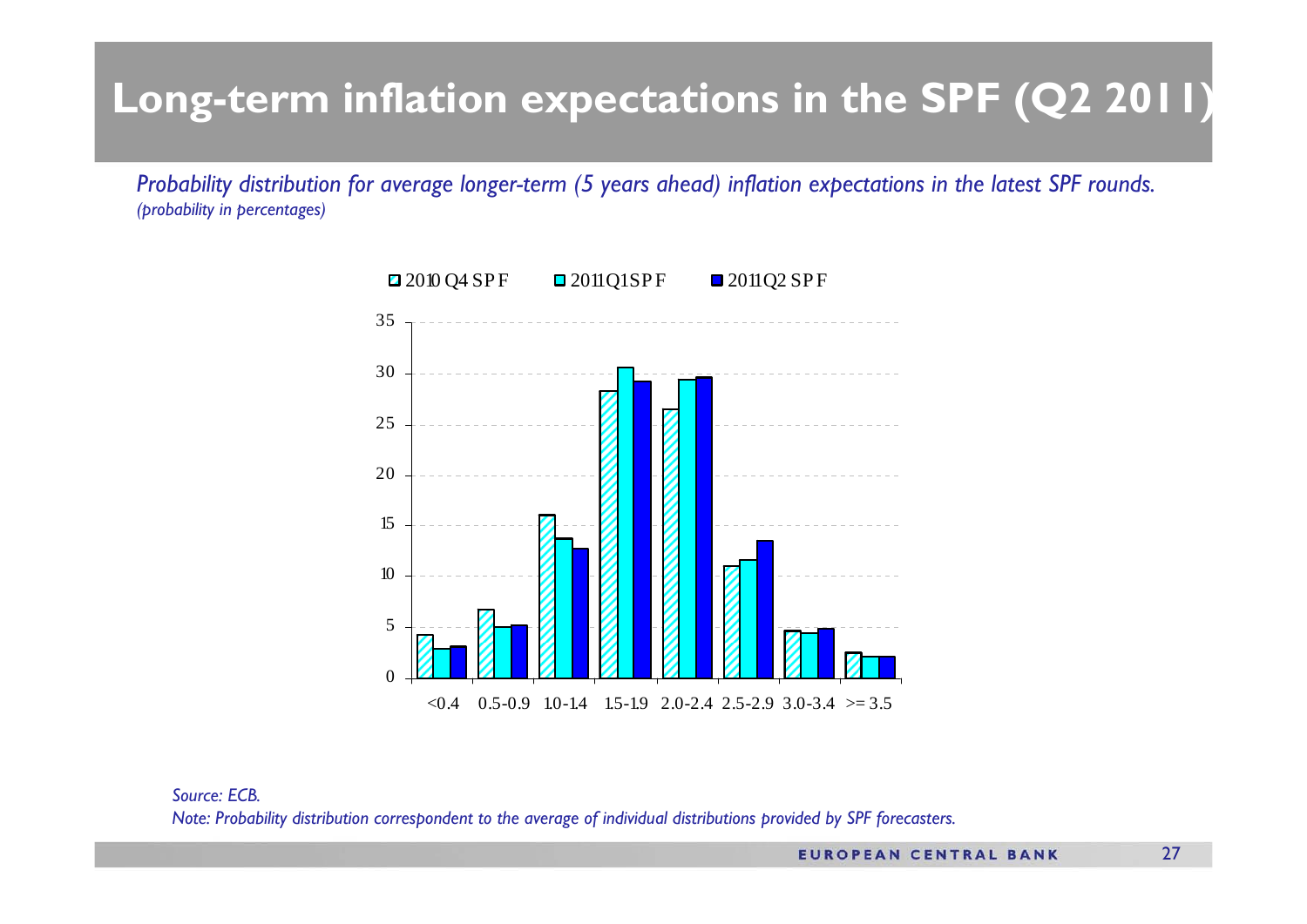# Long-term inflation expectations in the SPF (Q2 2011)

*Probability distribution for average longer-term (5 years ahead) inflation expectations in the latest SPF rounds.*
*(probability in percentages)*

*Source: ECB.*
*Note: Probability distribution correspondent to the average of individual distributions provided by SPF forecasters.*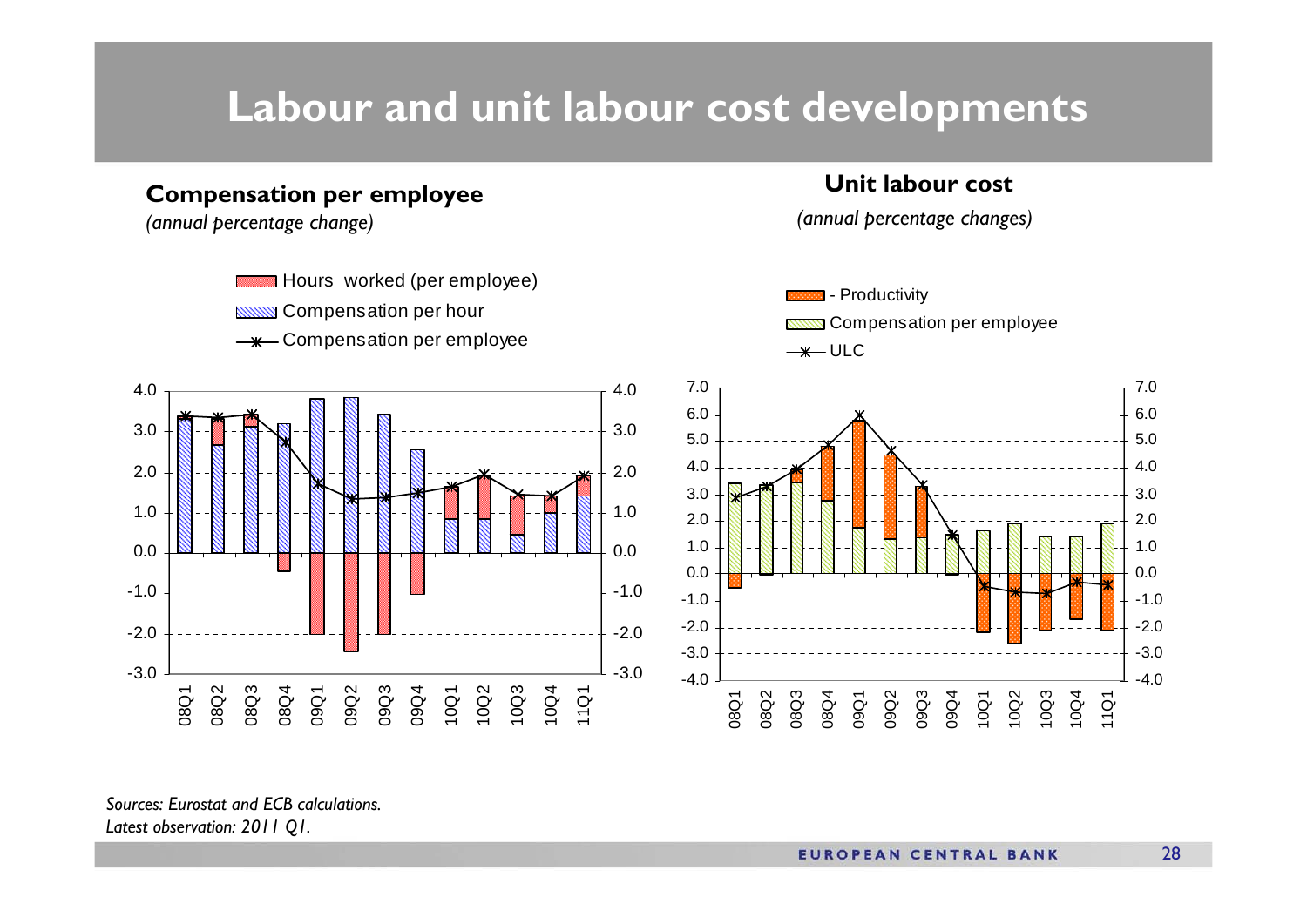# Labour and unit labour cost developments

**Compensation per employee**

*(annual percentage change)*

Hours worked (per employee)
Compensation per hour
Compensation per employee

**Unit labour cost**

*(annual percentage changes)*

- Productivity
Compensation per employee
ULC

*Sources: Eurostat and ECB calculations.*
*Latest observation: 2011 Q1.*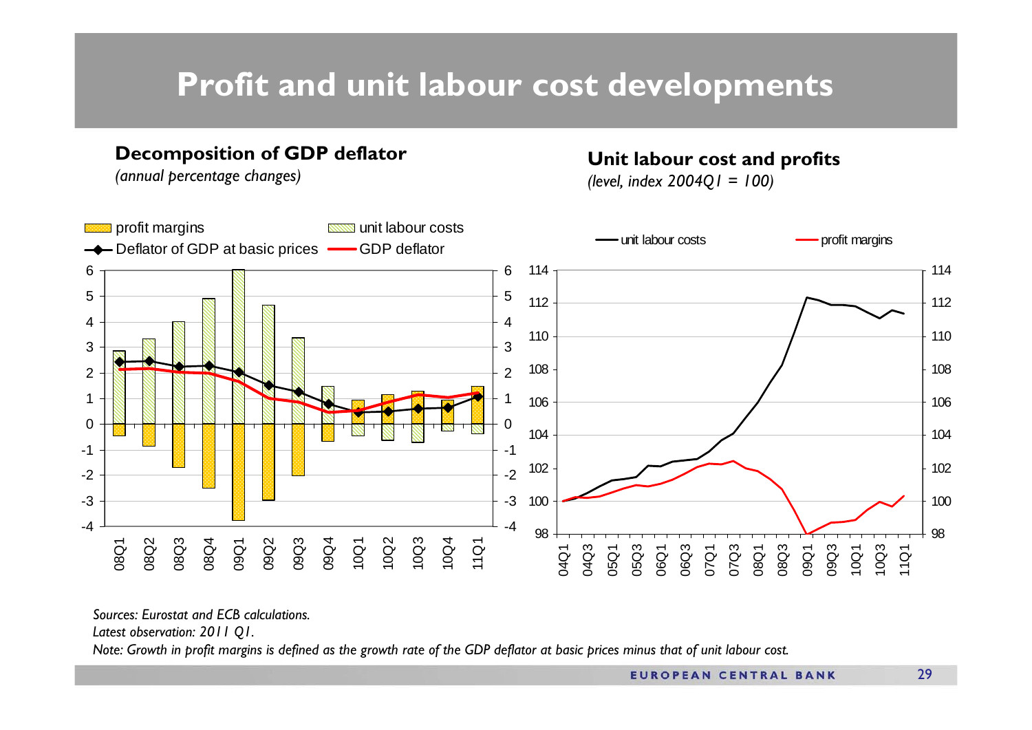# Profit and unit labour cost developments

**Decomposition of GDP deflator**

*(annual percentage changes)*

**Unit labour cost and profits**

*(level, index 2004Q1 = 100)*

*Sources: Eurostat and ECB calculations.*

*Latest observation: 2011 Q1.*

*Note: Growth in profit margins is defined as the growth rate of the GDP deflator at basic prices minus that of unit labour cost.*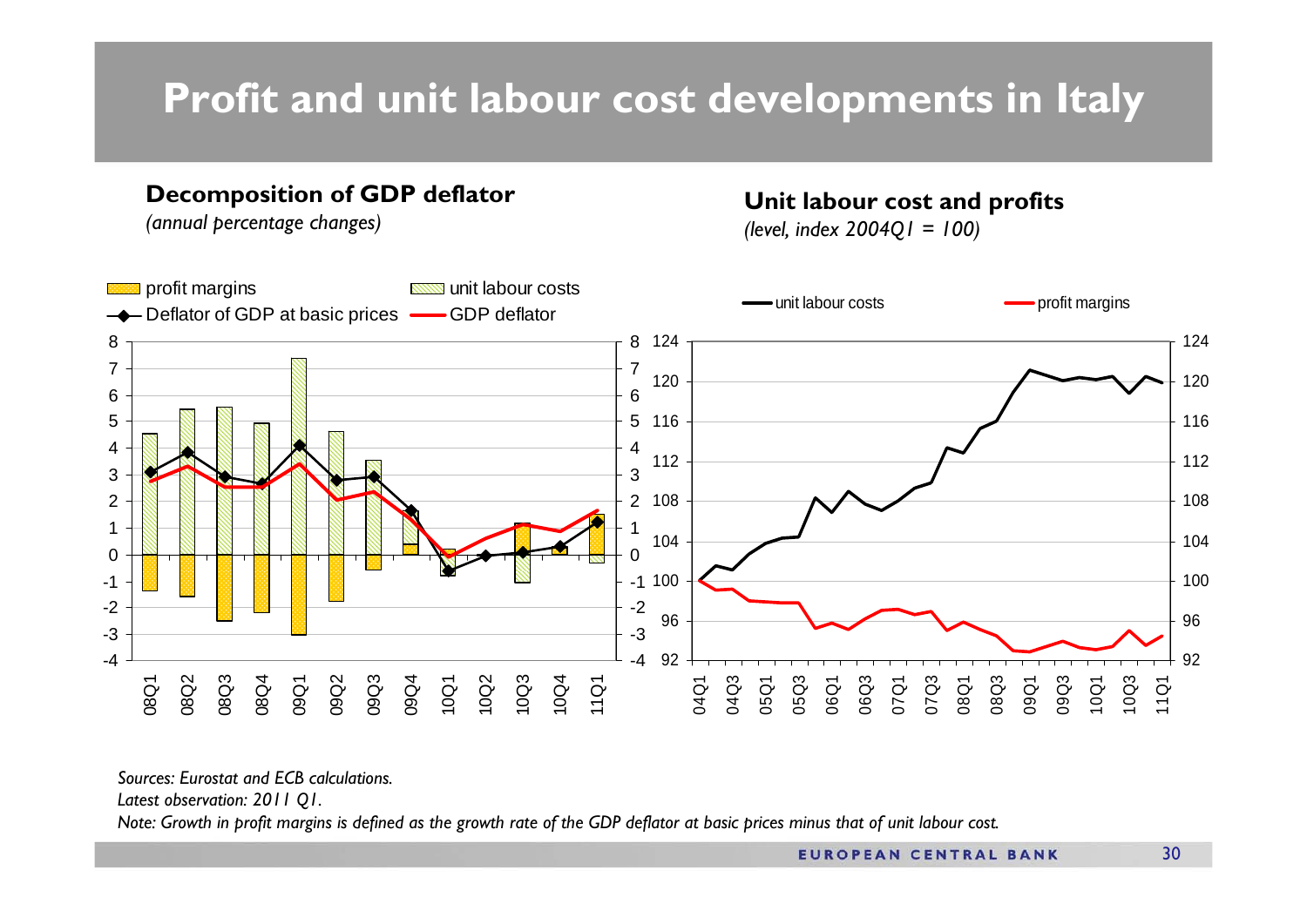# Profit and unit labour cost developments in Italy

**Decomposition of GDP deflator**

*(annual percentage changes)*

**Unit labour cost and profits**

*(level, index 2004Q1 = 100)*

*Sources: Eurostat and ECB calculations.*

*Latest observation: 2011 Q1.*

*Note: Growth in profit margins is defined as the growth rate of the GDP deflator at basic prices minus that of unit labour cost.*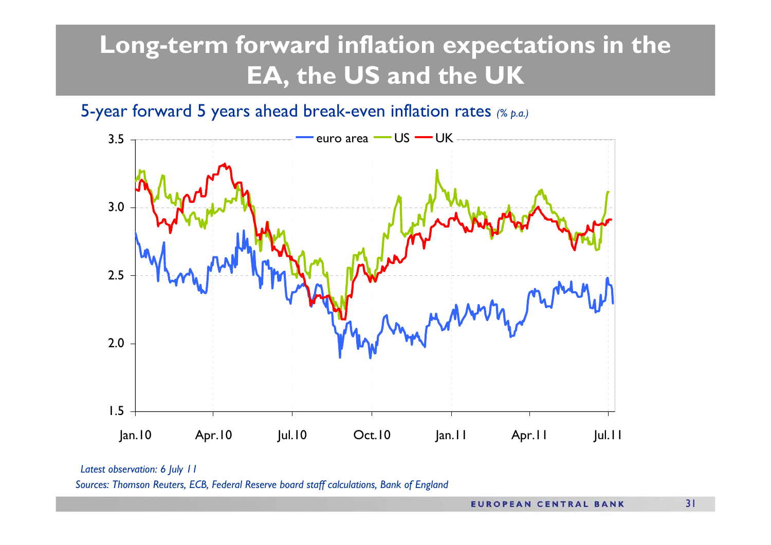# Long-term forward inflation expectations in the EA, the US and the UK

5-year forward 5 years ahead break-even inflation rates *(% p.a.)*

*Latest observation: 6 July 11*

*Sources: Thomson Reuters, ECB, Federal Reserve board staff calculations, Bank of England*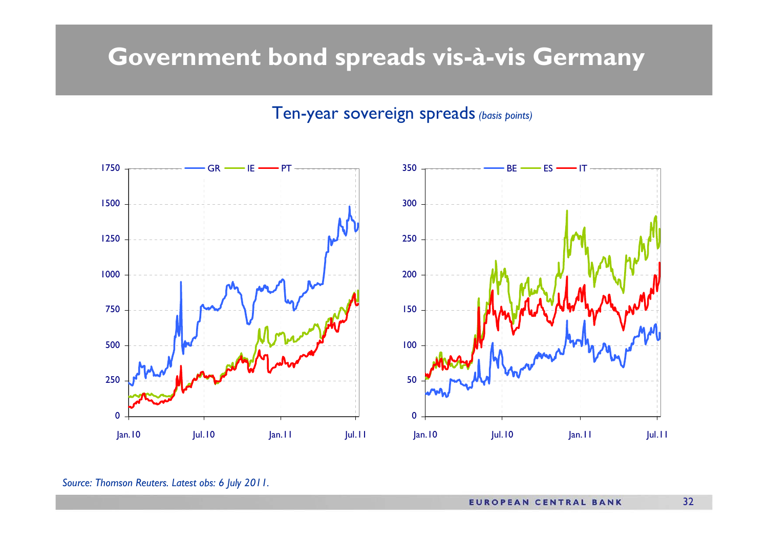# Government bond spreads vis-à-vis Germany

Ten-year sovereign spreads *(basis points)*

*Source: Thomson Reuters. Latest obs: 6 July 2011.*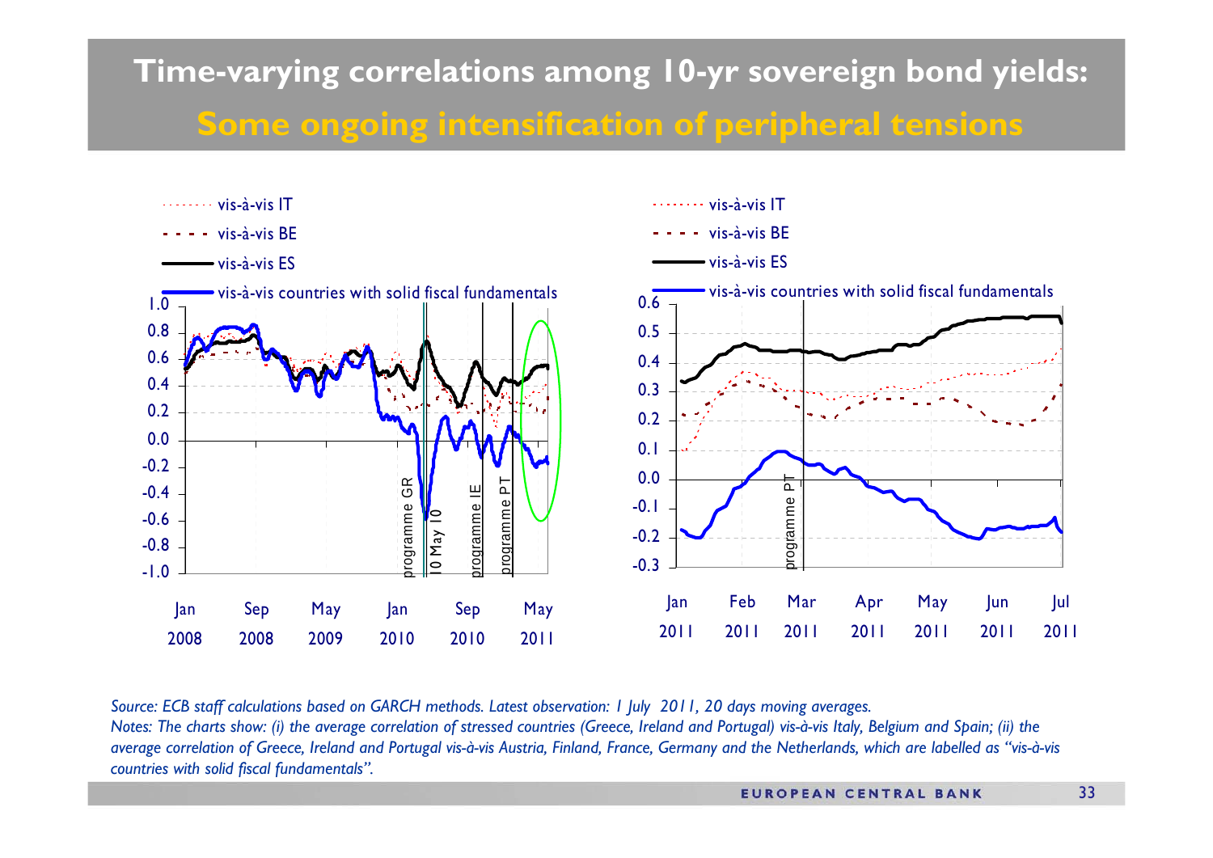# Time-varying correlations among 10-yr sovereign bond yields:

## Some ongoing intensification of peripheral tensions

vis-à-vis IT
vis-à-vis BE
vis-à-vis ES
vis-à-vis countries with solid fiscal fundamentals

1.0
0.8
0.6
0.4
0.2
0.0
-0.2
-0.4
-0.6
-0.8
-1.0

programme GR
10 May 10
programme IE
programme PT

Jan 2008 | Sep 2008 | May 2009 | Jan 2010 | Sep 2010 | May 2011

vis-à-vis IT
vis-à-vis BE
vis-à-vis ES
vis-à-vis countries with solid fiscal fundamentals

0.6
0.5
0.4
0.3
0.2
0.1
0.0
-0.1
-0.2
-0.3

programme PT

Jan 2011 | Feb 2011 | Mar 2011 | Apr 2011 | May 2011 | Jun 2011 | Jul 2011

*Source: ECB staff calculations based on GARCH methods. Latest observation: 1 July 2011, 20 days moving averages.*
*Notes: The charts show: (i) the average correlation of stressed countries (Greece, Ireland and Portugal) vis-à-vis Italy, Belgium and Spain; (ii) the average correlation of Greece, Ireland and Portugal vis-à-vis Austria, Finland, France, Germany and the Netherlands, which are labelled as "vis-à-vis countries with solid fiscal fundamentals".*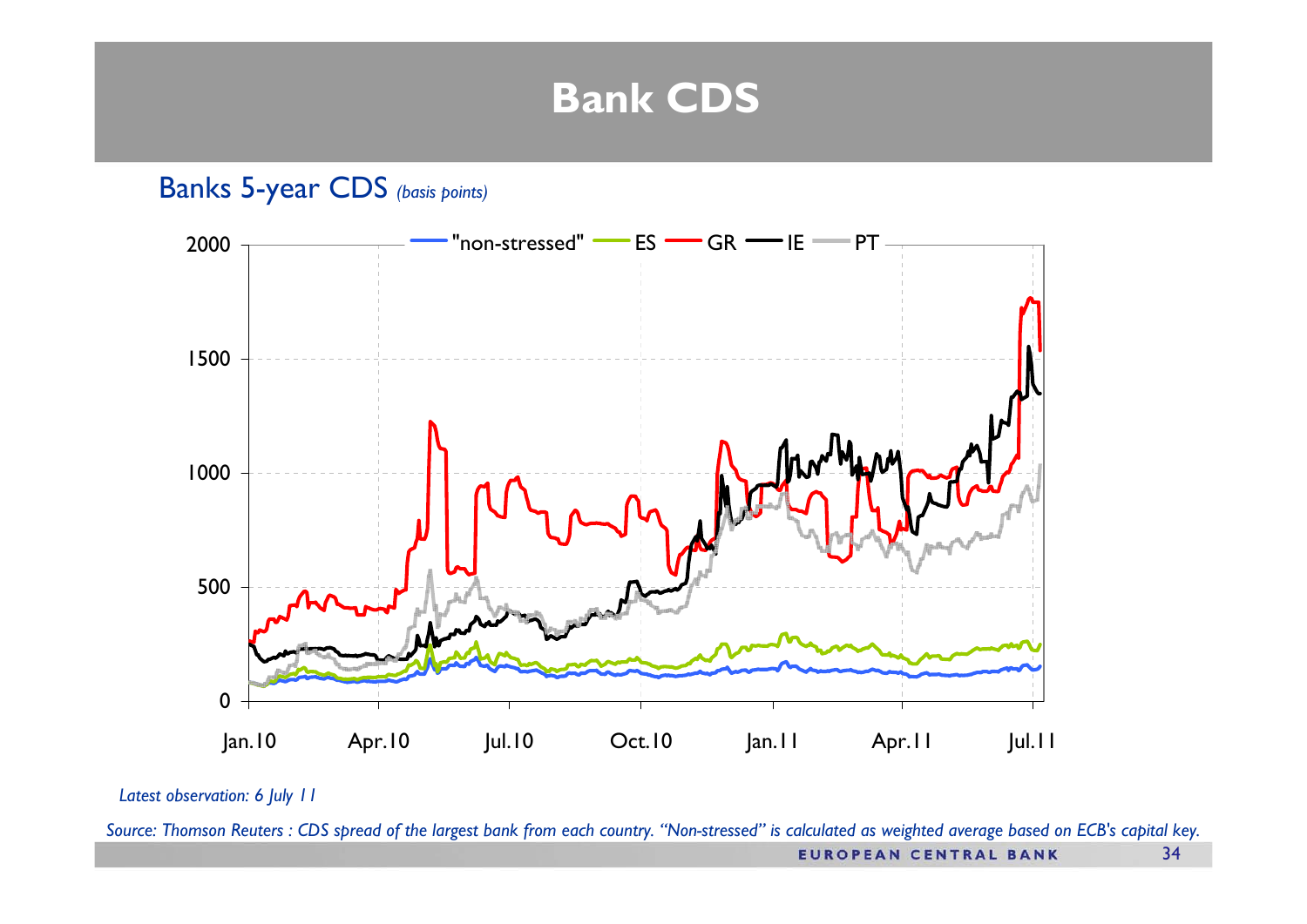# Bank CDS

## Banks 5-year CDS *(basis points)*

*Latest observation: 6 July 11*

*Source: Thomson Reuters : CDS spread of the largest bank from each country. "Non-stressed" is calculated as weighted average based on ECB's capital key.*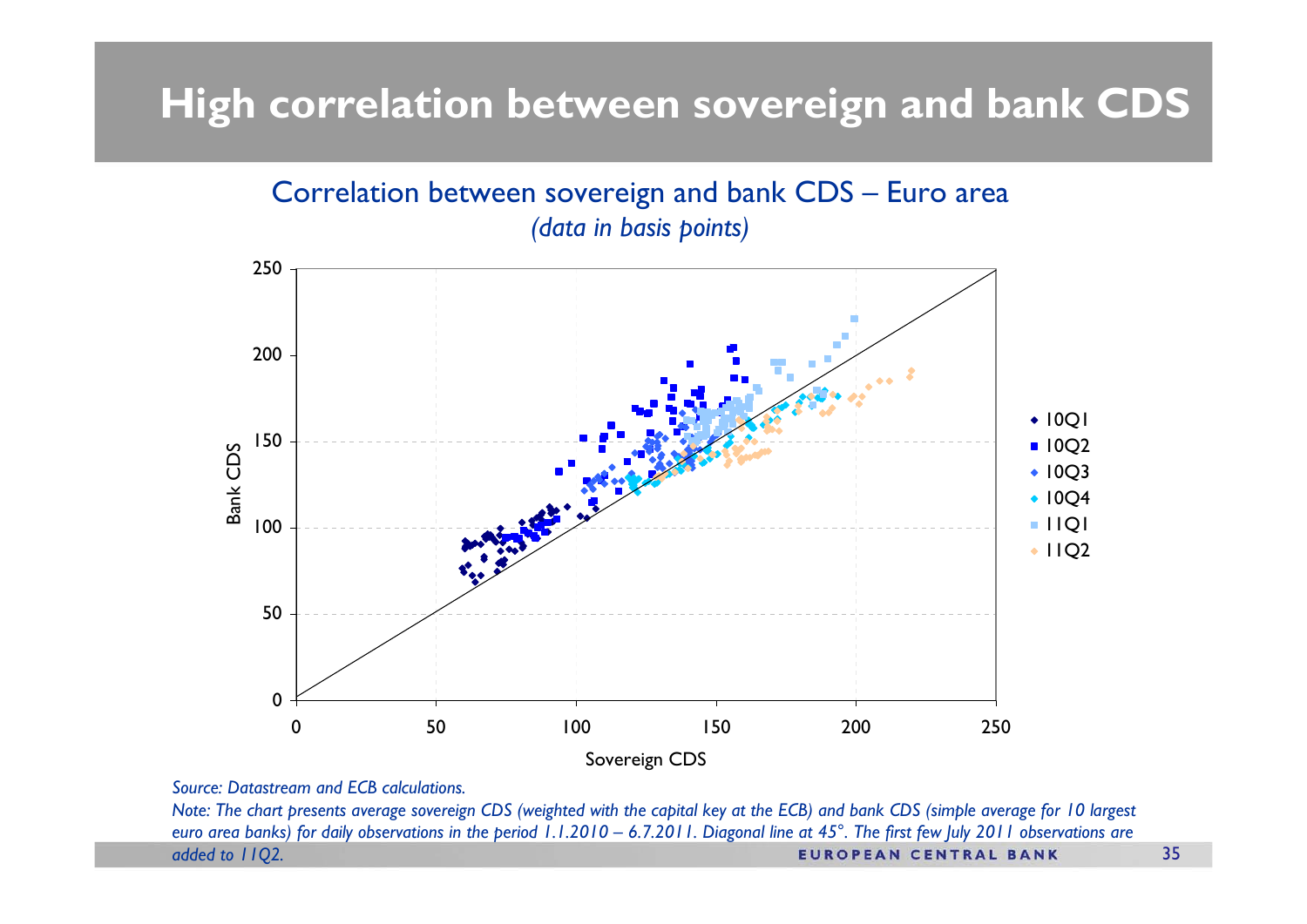# High correlation between sovereign and bank CDS

## Correlation between sovereign and bank CDS – Euro area

*(data in basis points)*

*Source: Datastream and ECB calculations.*

*Note: The chart presents average sovereign CDS (weighted with the capital key at the ECB) and bank CDS (simple average for 10 largest euro area banks) for daily observations in the period 1.1.2010 – 6.7.2011. Diagonal line at 45°. The first few July 2011 observations are added to 11Q2.*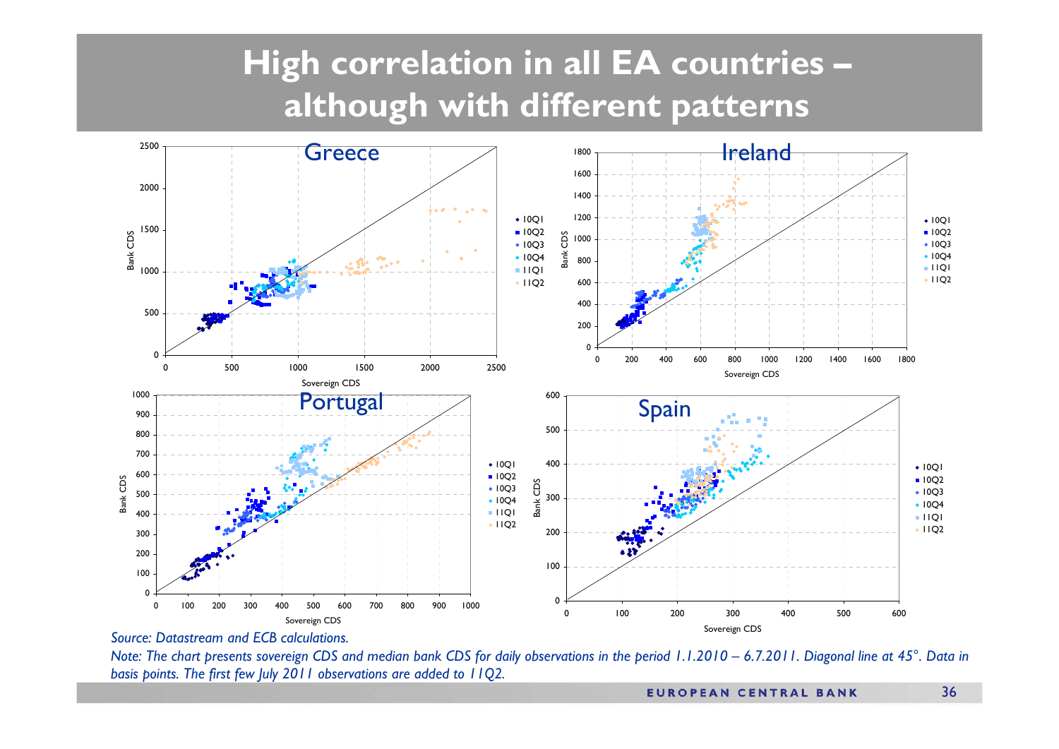# High correlation in all EA countries – although with different patterns

*Source: Datastream and ECB calculations.*

*Note: The chart presents sovereign CDS and median bank CDS for daily observations in the period 1.1.2010 – 6.7.2011. Diagonal line at 45°. Data in basis points. The first few July 2011 observations are added to 11Q2.*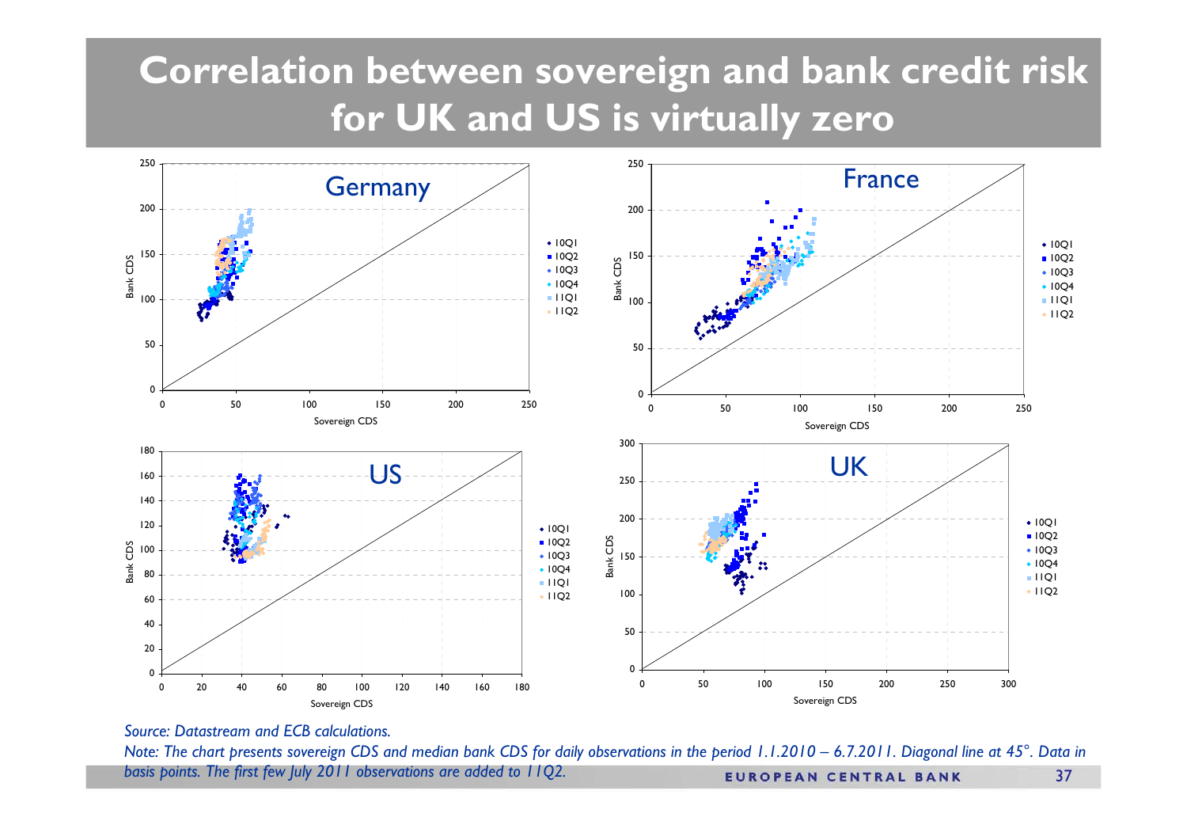# Correlation between sovereign and bank credit risk for UK and US is virtually zero

*Source: Datastream and ECB calculations.*

*Note: The chart presents sovereign CDS and median bank CDS for daily observations in the period 1.1.2010 – 6.7.2011. Diagonal line at 45°. Data in basis points. The first few July 2011 observations are added to 11Q2.*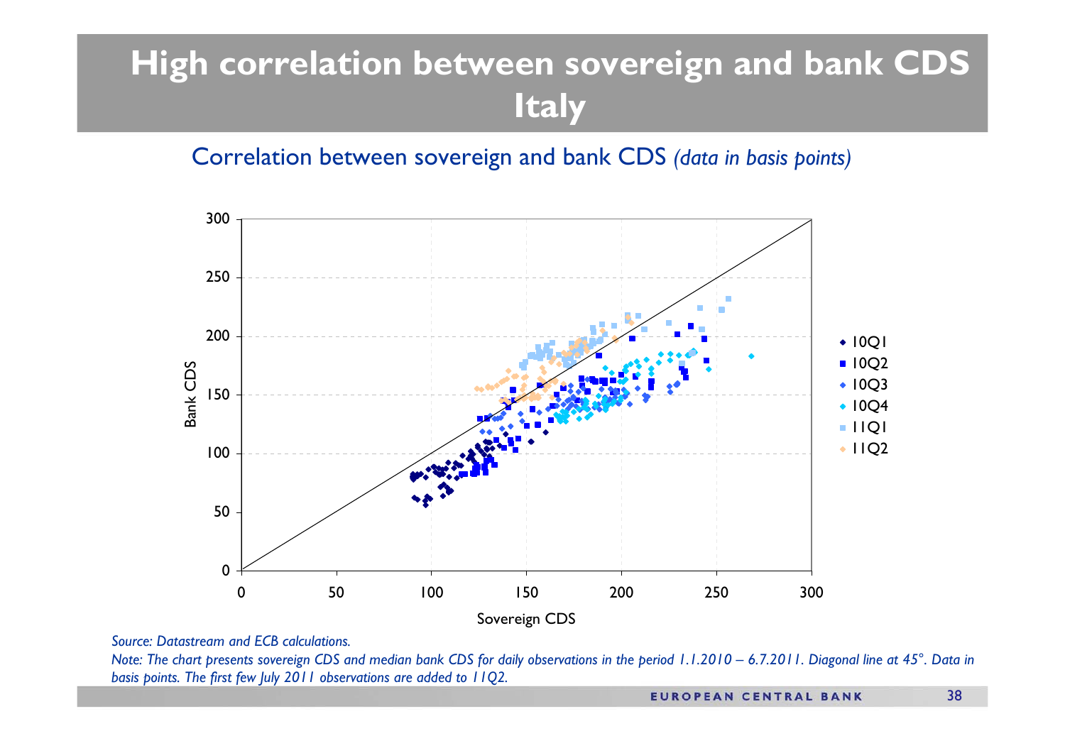# High correlation between sovereign and bank CDS Italy

## Correlation between sovereign and bank CDS *(data in basis points)*

*Source: Datastream and ECB calculations.*

*Note: The chart presents sovereign CDS and median bank CDS for daily observations in the period 1.1.2010 – 6.7.2011. Diagonal line at 45°. Data in basis points. The first few July 2011 observations are added to 11Q2.*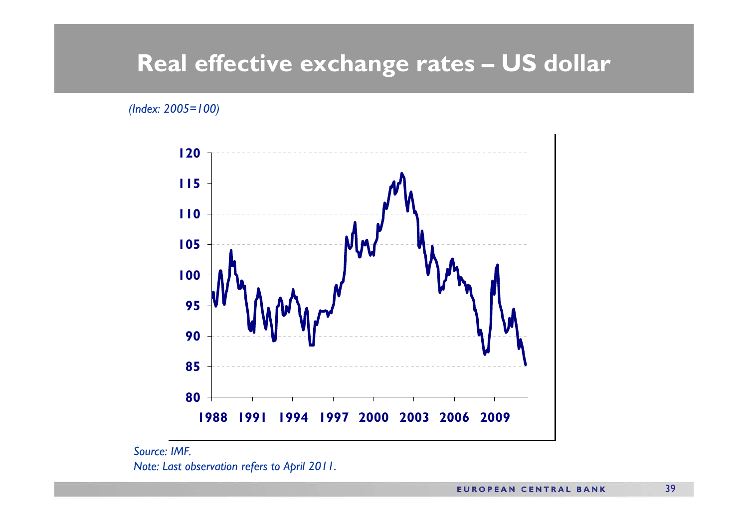# Real effective exchange rates – US dollar

*(Index: 2005=100)*

*Source: IMF.*

*Note: Last observation refers to April 2011.*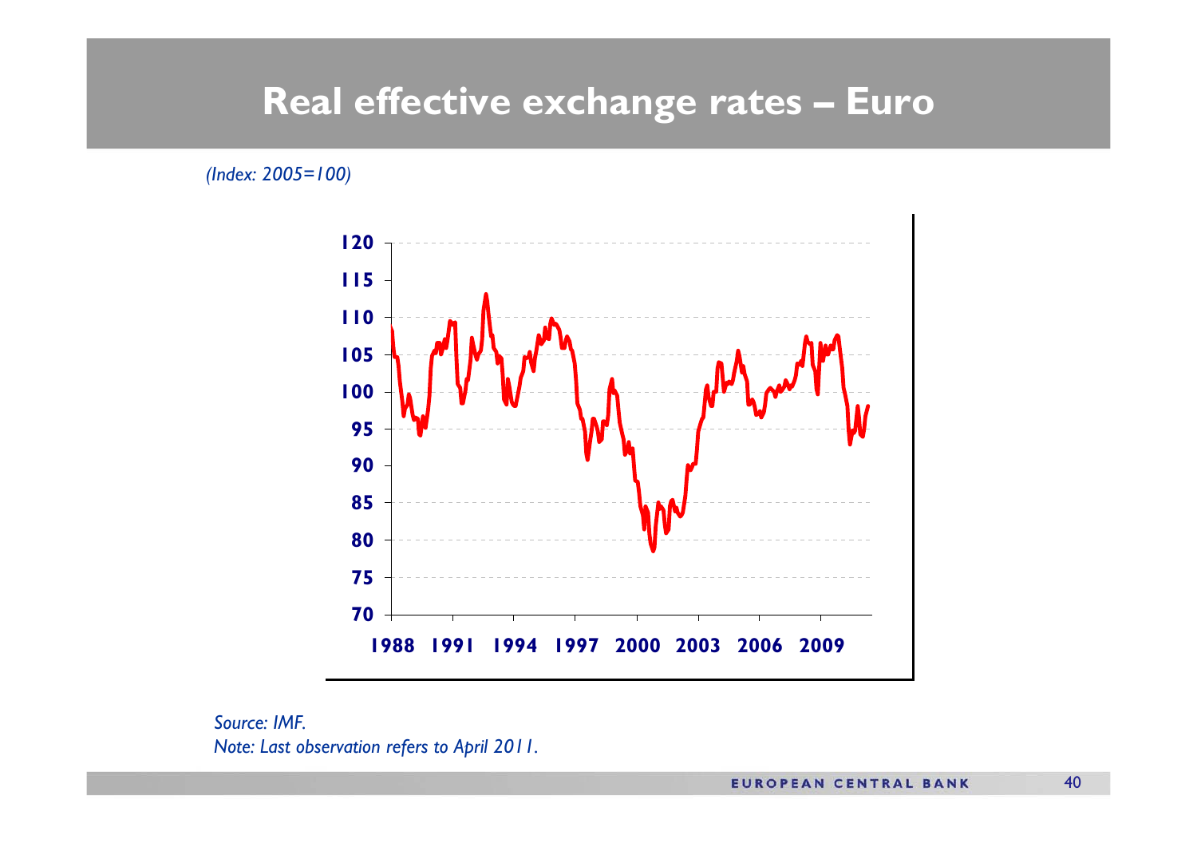# Real effective exchange rates – Euro

*(Index: 2005=100)*

*Source: IMF.*

*Note: Last observation refers to April 2011.*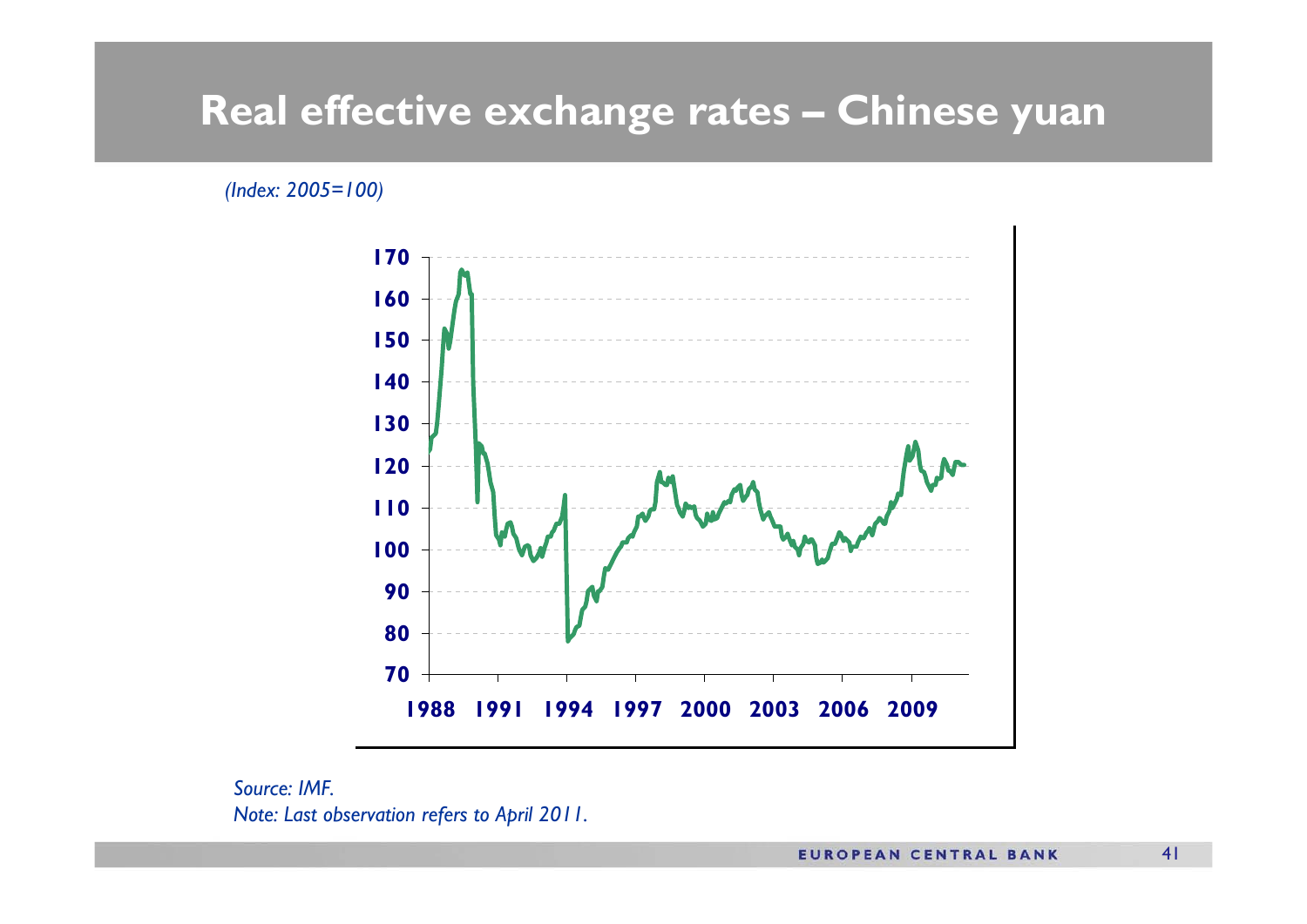# Real effective exchange rates – Chinese yuan

*(Index: 2005=100)*

*Source: IMF.*

*Note: Last observation refers to April 2011.*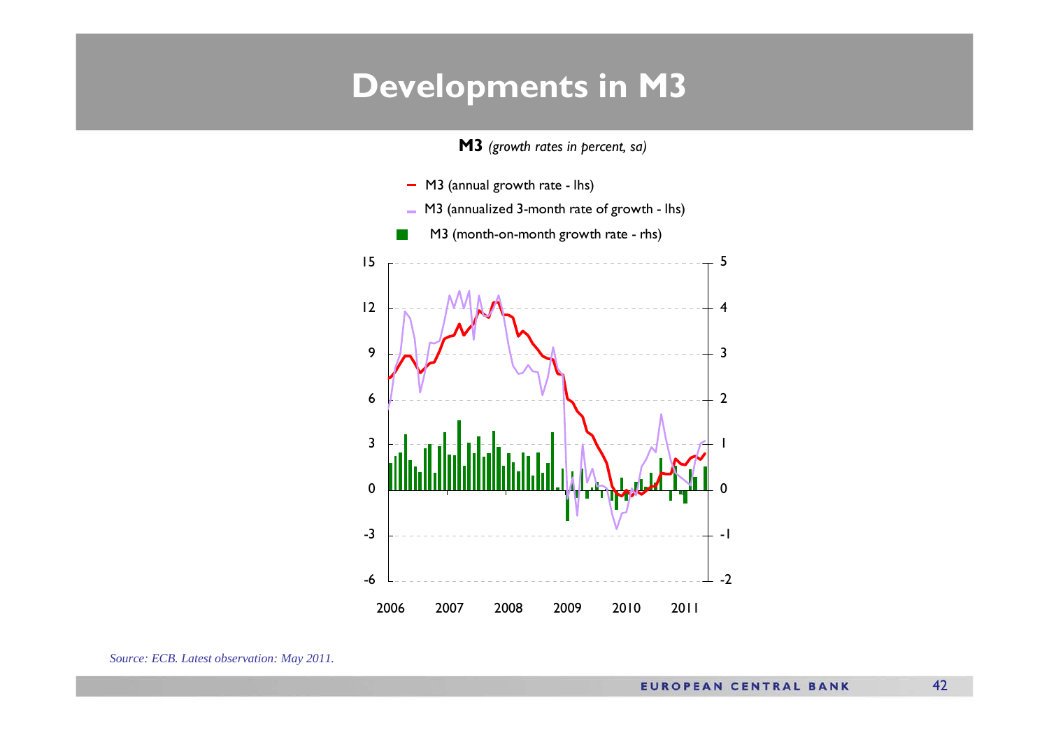# Developments in M3

**M3** *(growth rates in percent, sa)*

- M3 (annual growth rate - lhs)
- M3 (annualized 3-month rate of growth - lhs)
- M3 (month-on-month growth rate - rhs)

*Source: ECB. Latest observation: May 2011.*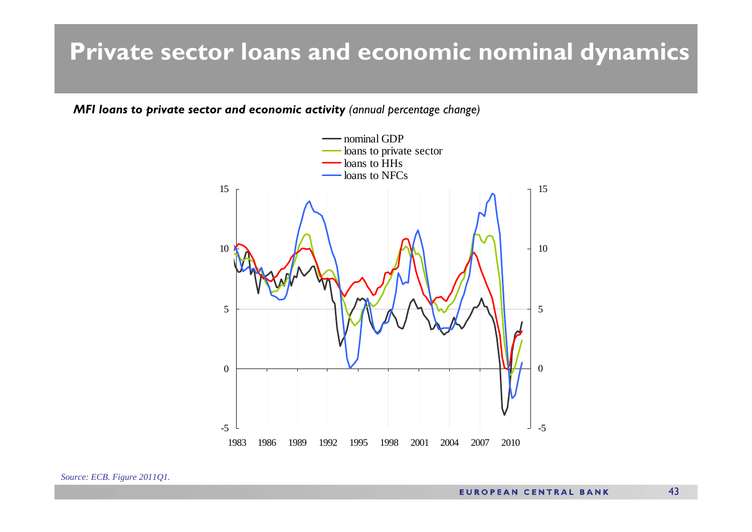# Private sector loans and economic nominal dynamics

***MFI loans to private sector and economic activity*** *(annual percentage change)*

Source: ECB. Figure 2011Q1.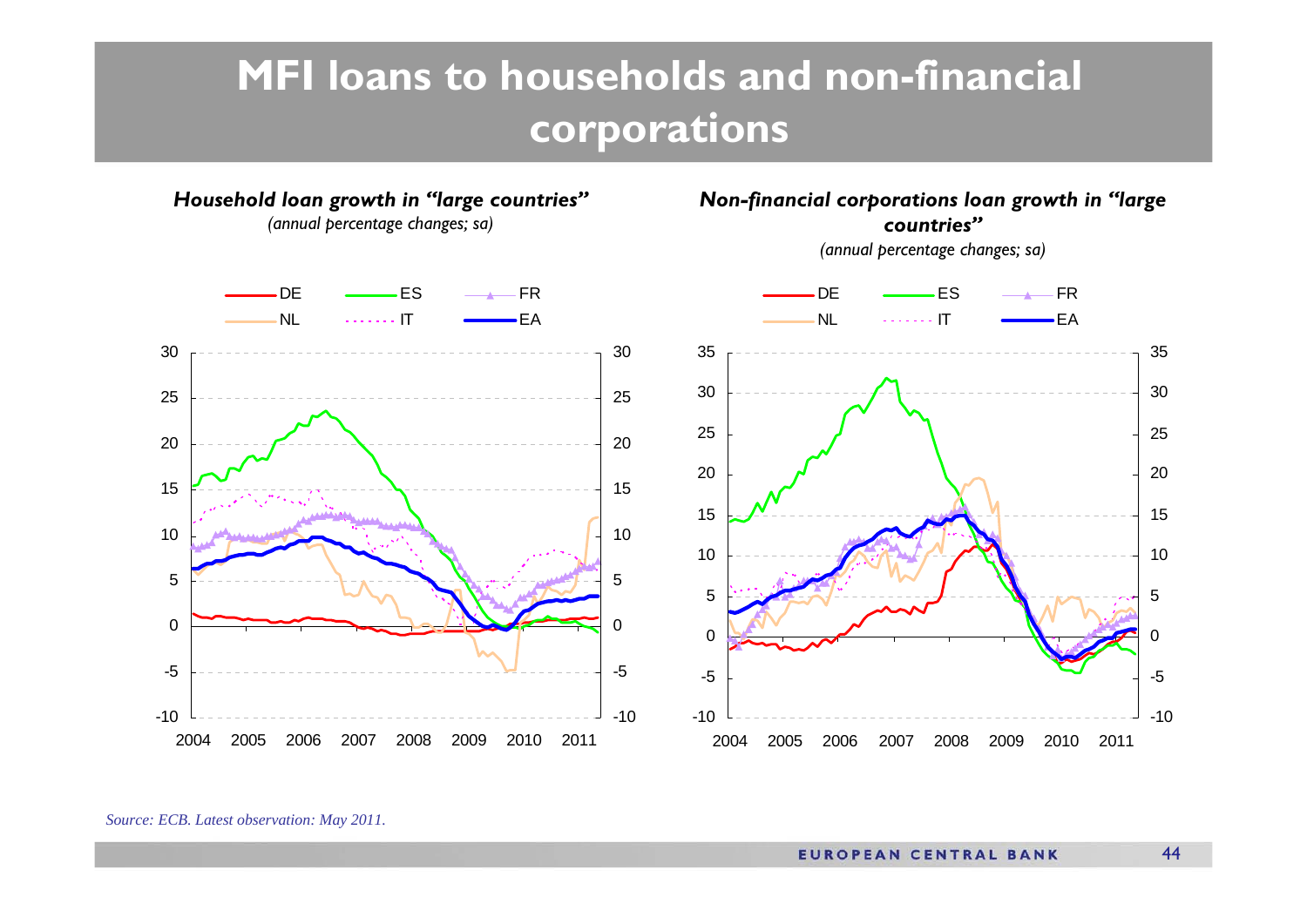# MFI loans to households and non-financial corporations

***Household loan growth in "large countries"***

*(annual percentage changes; sa)*

***Non-financial corporations loan growth in "large countries"***

*(annual percentage changes; sa)*

*Source: ECB. Latest observation: May 2011.*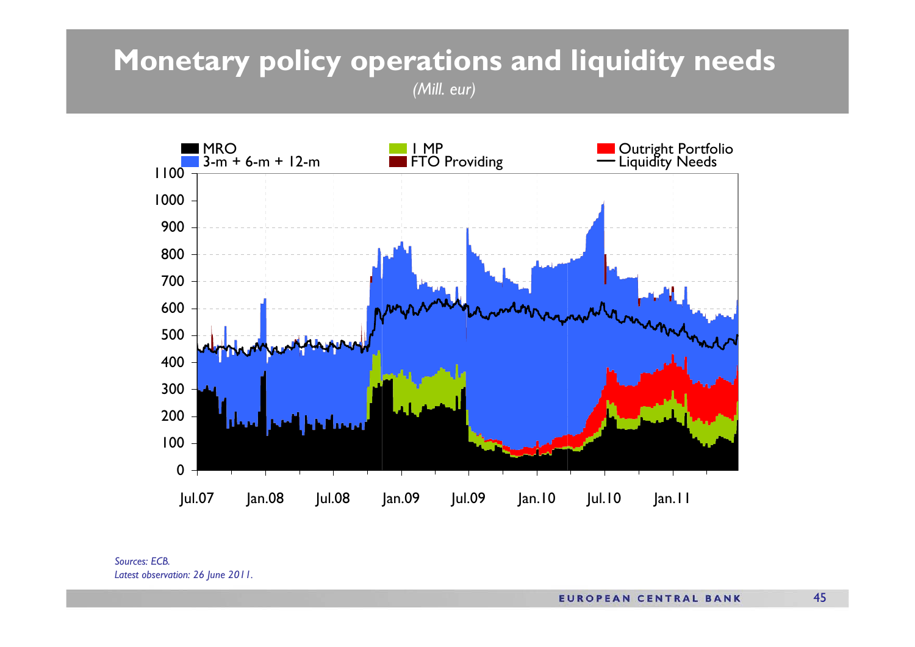# Monetary policy operations and liquidity needs

*(Mill. eur)*

MRO | 3-m + 6-m + 12-m | 1 MP | FTO Providing | Outright Portfolio | Liquidity Needs

*Sources: ECB.*
*Latest observation: 26 June 2011.*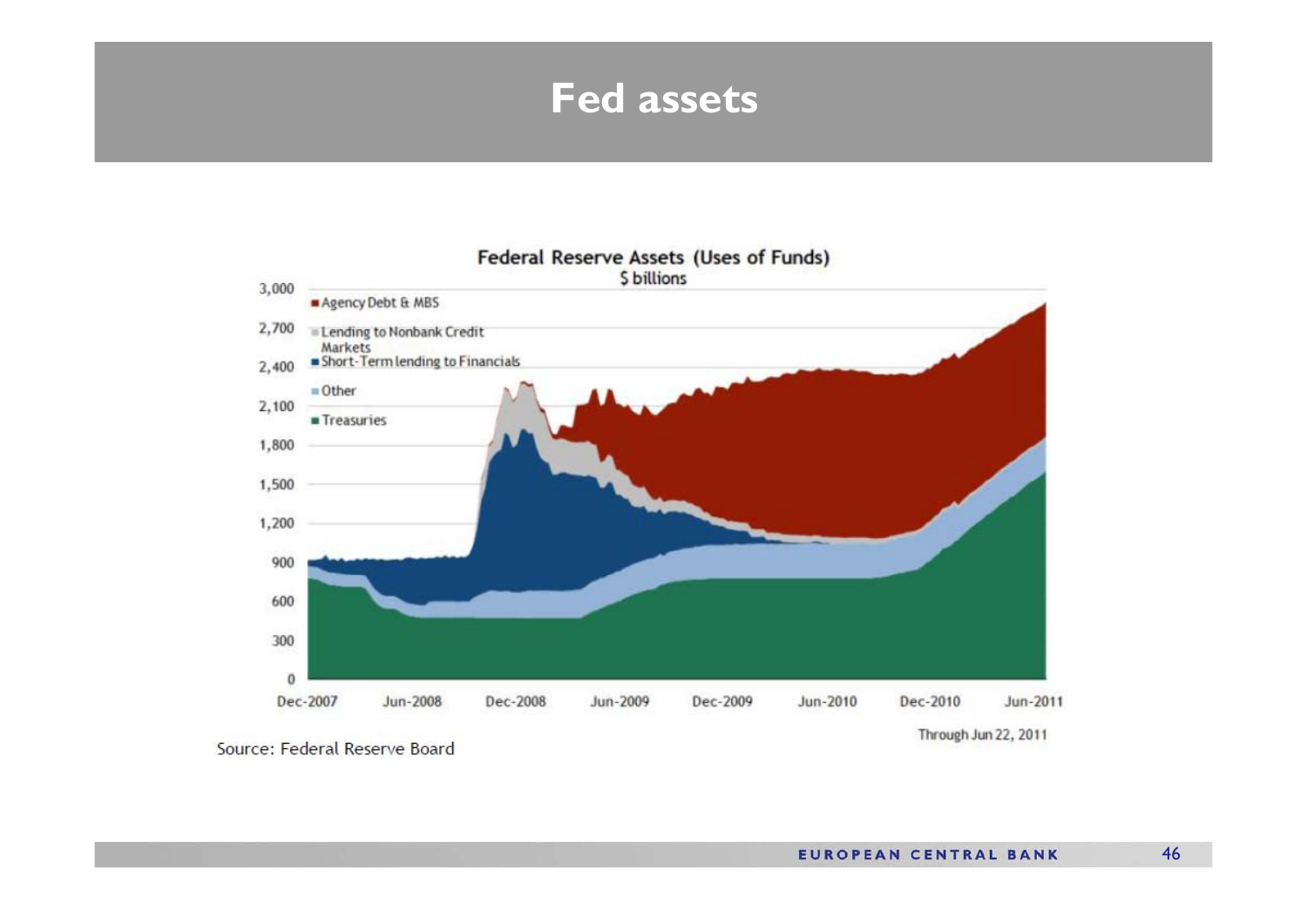# Fed assets

**Federal Reserve Assets (Uses of Funds)**
$ billions

- Agency Debt & MBS
- Lending to Nonbank Credit Markets
- Short-Term lending to Financials
- Other
- Treasuries

3,000 | 2,700 | 2,400 | 2,100 | 1,800 | 1,500 | 1,200 | 900 | 600 | 300 | 0

Dec-2007 | Jun-2008 | Dec-2008 | Jun-2009 | Dec-2009 | Jun-2010 | Dec-2010 | Jun-2011

Through Jun 22, 2011

Source: Federal Reserve Board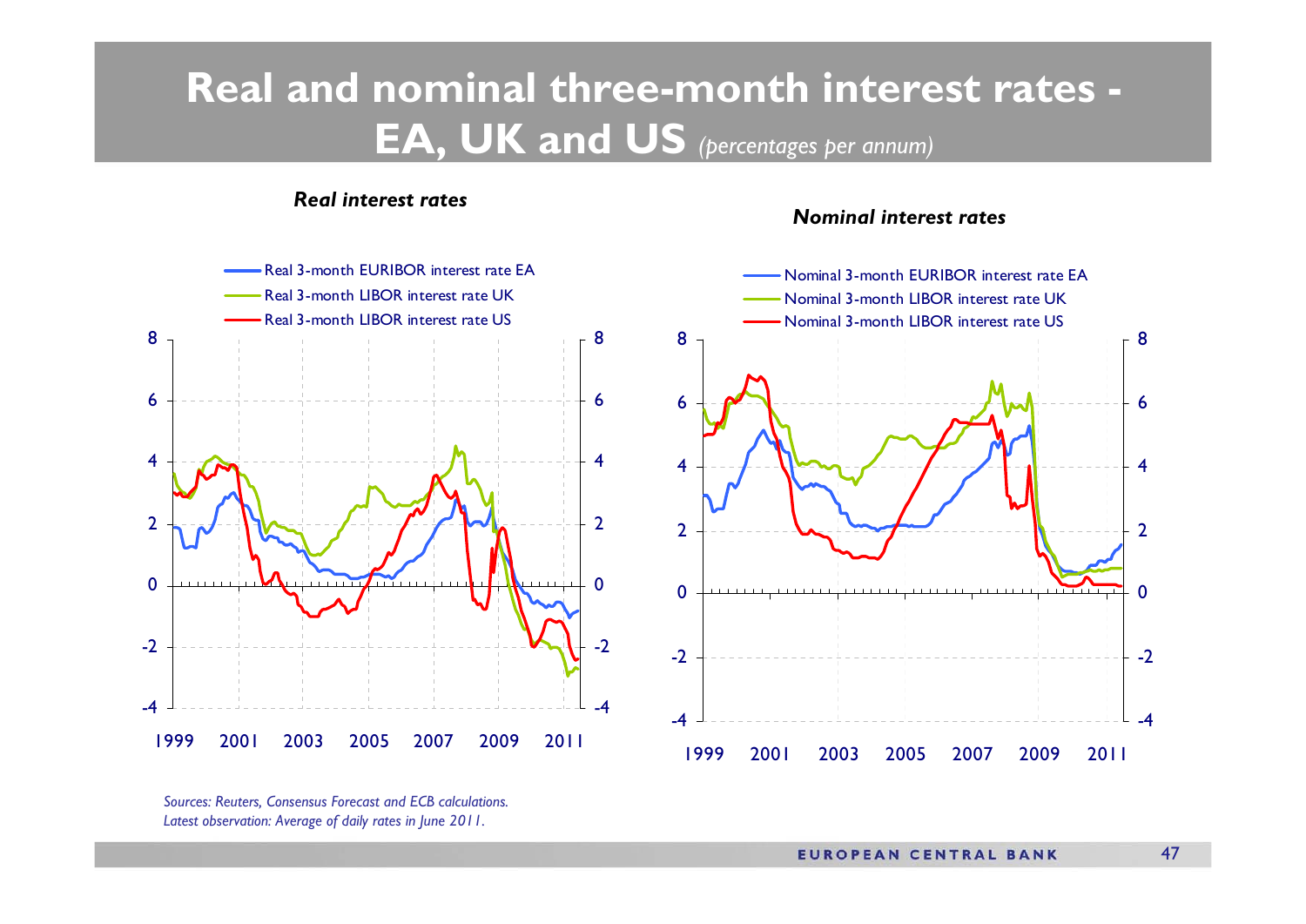# Real and nominal three-month interest rates - EA, UK and US *(percentages per annum)*

***Real interest rates***

- Real 3-month EURIBOR interest rate EA
- Real 3-month LIBOR interest rate UK
- Real 3-month LIBOR interest rate US

***Nominal interest rates***

- Nominal 3-month EURIBOR interest rate EA
- Nominal 3-month LIBOR interest rate UK
- Nominal 3-month LIBOR interest rate US

*Sources: Reuters, Consensus Forecast and ECB calculations.*
*Latest observation: Average of daily rates in June 2011.*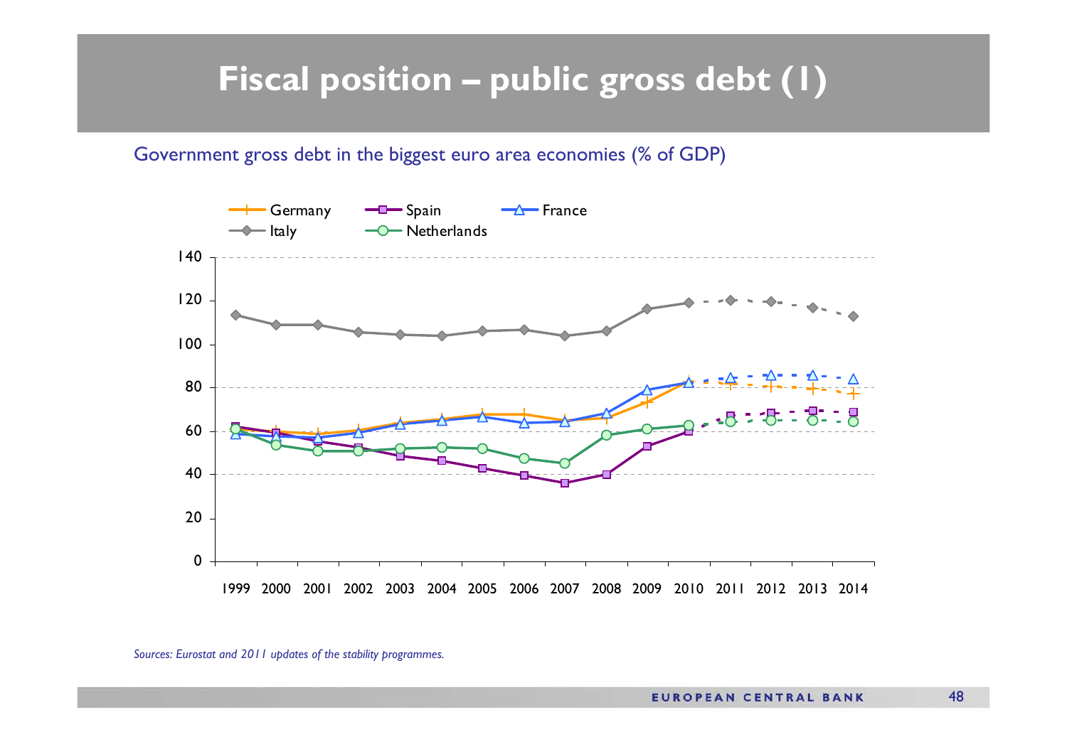# Fiscal position – public gross debt (1)

Government gross debt in the biggest euro area economies (% of GDP)

*Sources: Eurostat and 2011 updates of the stability programmes.*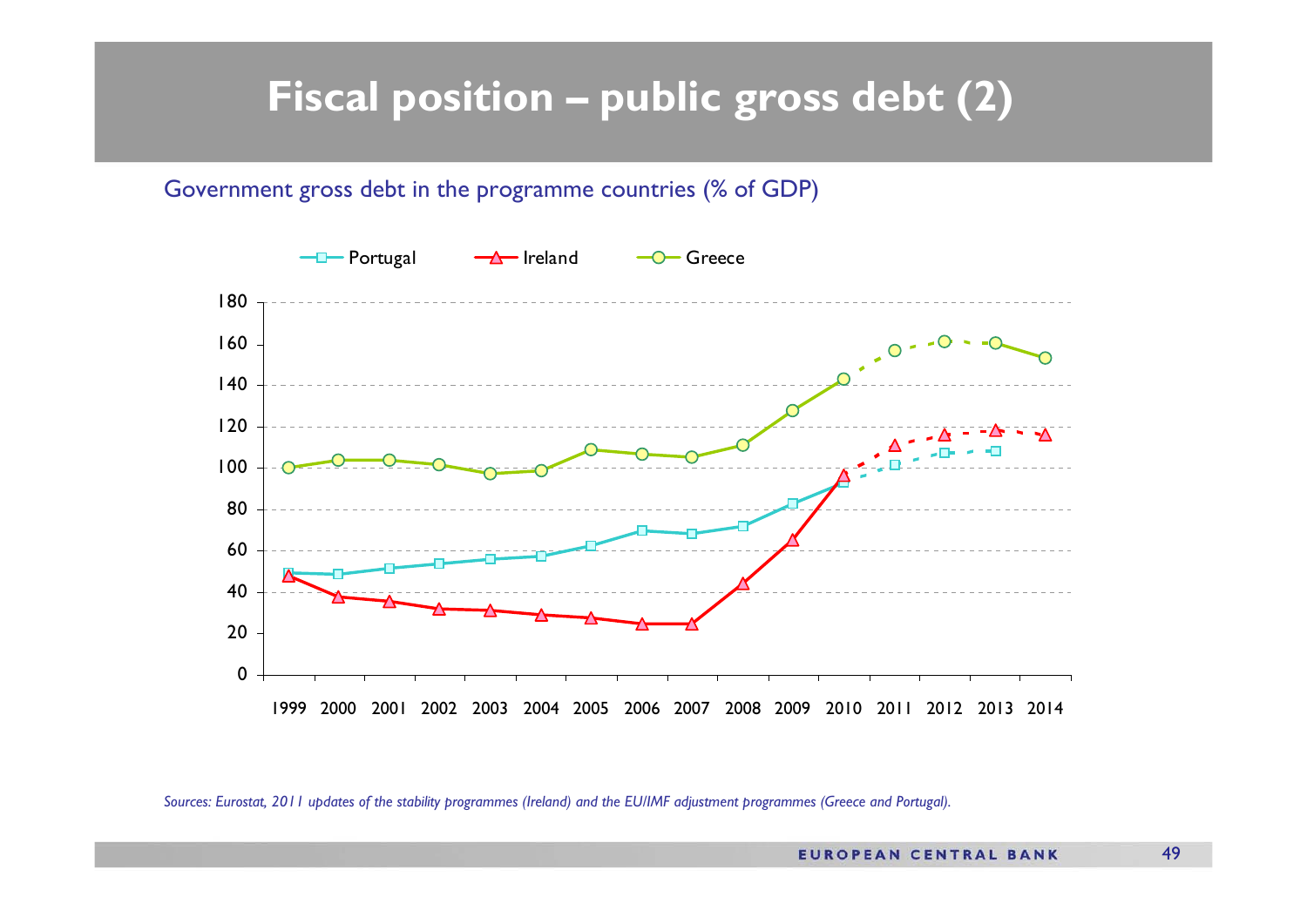# Fiscal position – public gross debt (2)

Government gross debt in the programme countries (% of GDP)

*Sources: Eurostat, 2011 updates of the stability programmes (Ireland) and the EU/IMF adjustment programmes (Greece and Portugal).*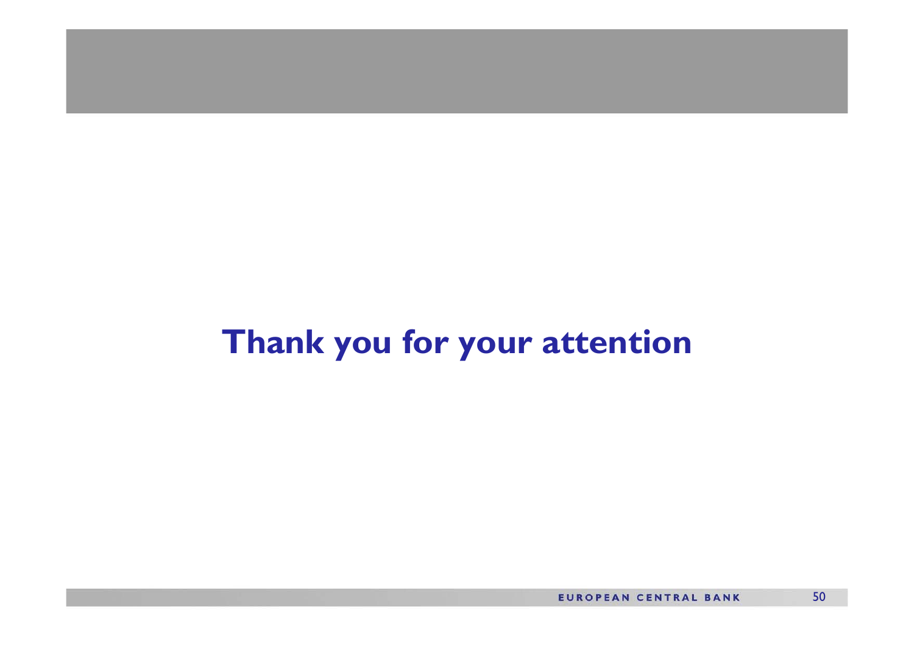# Thank you for your attention